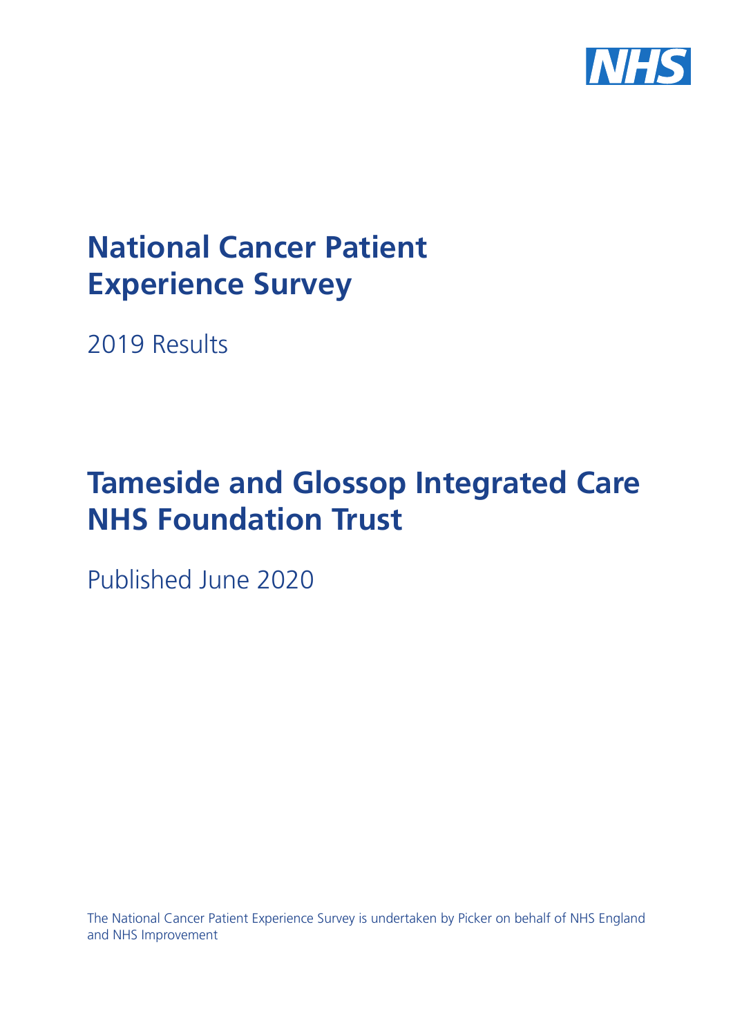NHS

# National Cancer Patient Experience Survey

2019 Results

# Tameside and Glossop Integrated Care NHS Foundation Trust

Published June 2020

The National Cancer Patient Experience Survey is undertaken by Picker on behalf of NHS England and NHS Improvement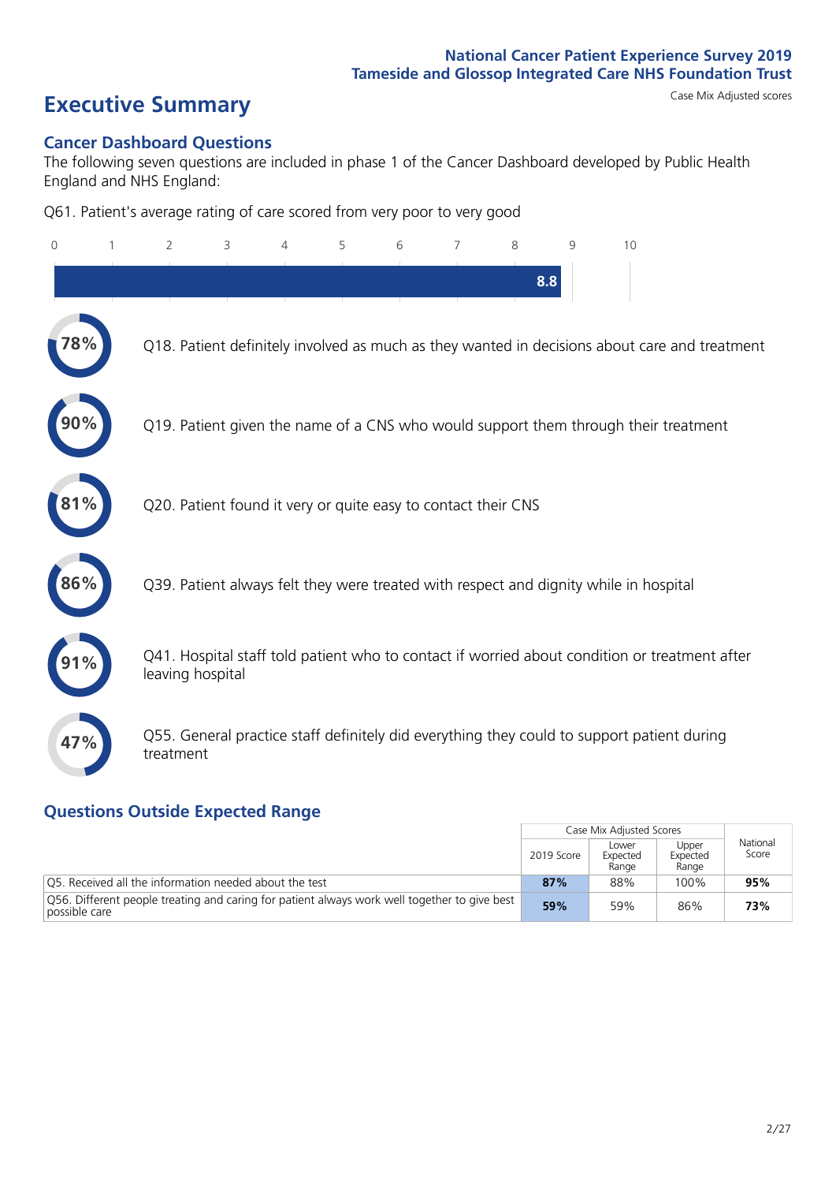# Executive Summary

Case Mix Adjusted scores

## Cancer Dashboard Questions

The following seven questions are included in phase 1 of the Cancer Dashboard developed by Public Health England and NHS England:

Q61. Patient's average rating of care scored from very poor to very good

**8.8**

**78%** Q18. Patient definitely involved as much as they wanted in decisions about care and treatment

**90%** Q19. Patient given the name of a CNS who would support them through their treatment

**81%** Q20. Patient found it very or quite easy to contact their CNS

**86%** Q39. Patient always felt they were treated with respect and dignity while in hospital

**91%** Q41. Hospital staff told patient who to contact if worried about condition or treatment after leaving hospital

**47%** Q55. General practice staff definitely did everything they could to support patient during treatment

## Questions Outside Expected Range

| | Case Mix Adjusted Scores | | | National Score |
|---|---|---|---|---|
| | 2019 Score | Lower Expected Range | Upper Expected Range | |
| Q5. Received all the information needed about the test | **87%** | 88% | 100% | **95%** |
| Q56. Different people treating and caring for patient always work well together to give best possible care | **59%** | 59% | 86% | **73%** |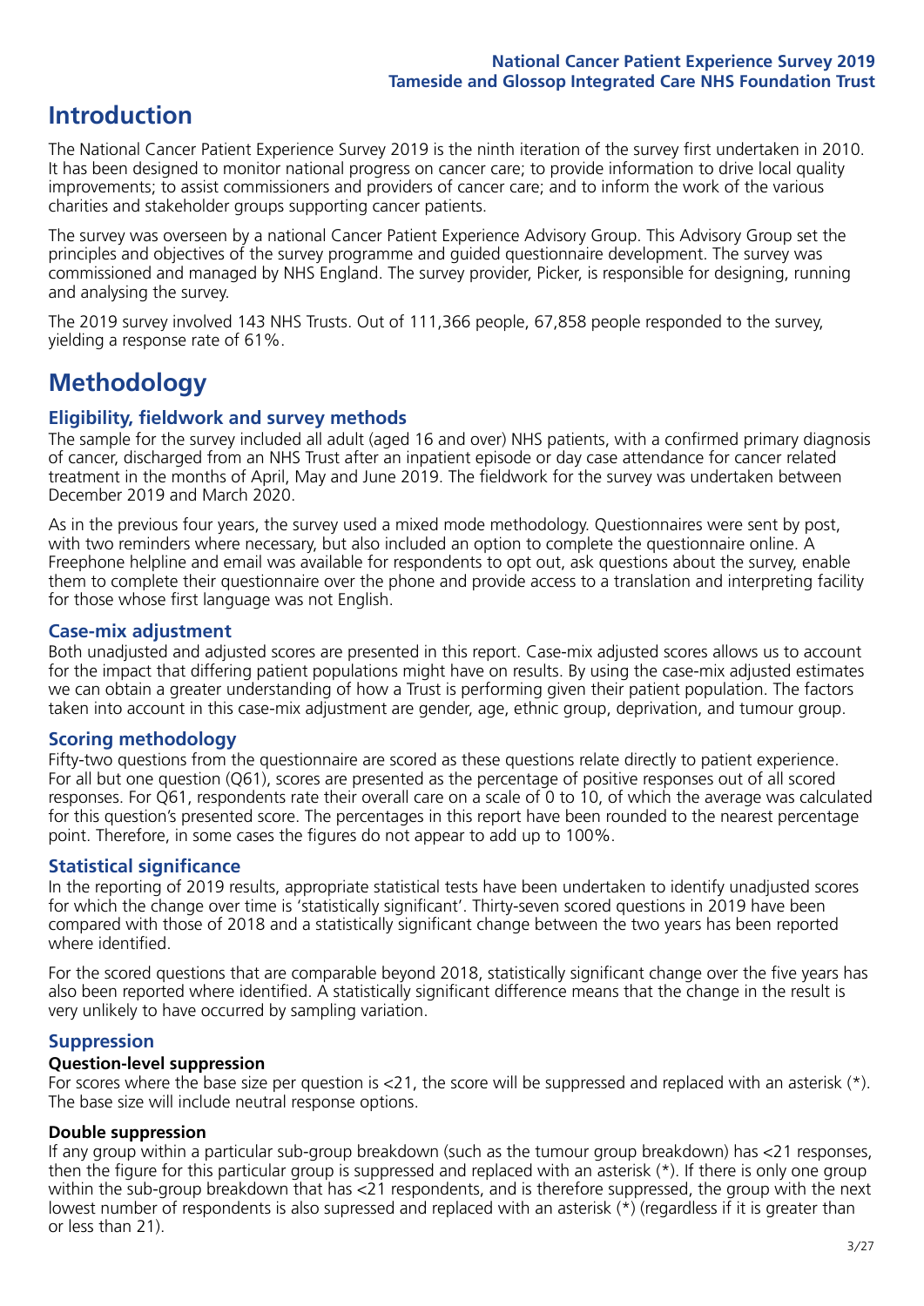# Introduction

The National Cancer Patient Experience Survey 2019 is the ninth iteration of the survey first undertaken in 2010. It has been designed to monitor national progress on cancer care; to provide information to drive local quality improvements; to assist commissioners and providers of cancer care; and to inform the work of the various charities and stakeholder groups supporting cancer patients.

The survey was overseen by a national Cancer Patient Experience Advisory Group. This Advisory Group set the principles and objectives of the survey programme and guided questionnaire development. The survey was commissioned and managed by NHS England. The survey provider, Picker, is responsible for designing, running and analysing the survey.

The 2019 survey involved 143 NHS Trusts. Out of 111,366 people, 67,858 people responded to the survey, yielding a response rate of 61%.

# Methodology

## Eligibility, fieldwork and survey methods

The sample for the survey included all adult (aged 16 and over) NHS patients, with a confirmed primary diagnosis of cancer, discharged from an NHS Trust after an inpatient episode or day case attendance for cancer related treatment in the months of April, May and June 2019. The fieldwork for the survey was undertaken between December 2019 and March 2020.

As in the previous four years, the survey used a mixed mode methodology. Questionnaires were sent by post, with two reminders where necessary, but also included an option to complete the questionnaire online. A Freephone helpline and email was available for respondents to opt out, ask questions about the survey, enable them to complete their questionnaire over the phone and provide access to a translation and interpreting facility for those whose first language was not English.

## Case-mix adjustment

Both unadjusted and adjusted scores are presented in this report. Case-mix adjusted scores allows us to account for the impact that differing patient populations might have on results. By using the case-mix adjusted estimates we can obtain a greater understanding of how a Trust is performing given their patient population. The factors taken into account in this case-mix adjustment are gender, age, ethnic group, deprivation, and tumour group.

## Scoring methodology

Fifty-two questions from the questionnaire are scored as these questions relate directly to patient experience. For all but one question (Q61), scores are presented as the percentage of positive responses out of all scored responses. For Q61, respondents rate their overall care on a scale of 0 to 10, of which the average was calculated for this question's presented score. The percentages in this report have been rounded to the nearest percentage point. Therefore, in some cases the figures do not appear to add up to 100%.

## Statistical significance

In the reporting of 2019 results, appropriate statistical tests have been undertaken to identify unadjusted scores for which the change over time is 'statistically significant'. Thirty-seven scored questions in 2019 have been compared with those of 2018 and a statistically significant change between the two years has been reported where identified.

For the scored questions that are comparable beyond 2018, statistically significant change over the five years has also been reported where identified. A statistically significant difference means that the change in the result is very unlikely to have occurred by sampling variation.

## Suppression

### Question-level suppression

For scores where the base size per question is <21, the score will be suppressed and replaced with an asterisk (*). The base size will include neutral response options.

### Double suppression

If any group within a particular sub-group breakdown (such as the tumour group breakdown) has <21 responses, then the figure for this particular group is suppressed and replaced with an asterisk (*). If there is only one group within the sub-group breakdown that has <21 respondents, and is therefore suppressed, the group with the next lowest number of respondents is also supressed and replaced with an asterisk (*) (regardless if it is greater than or less than 21).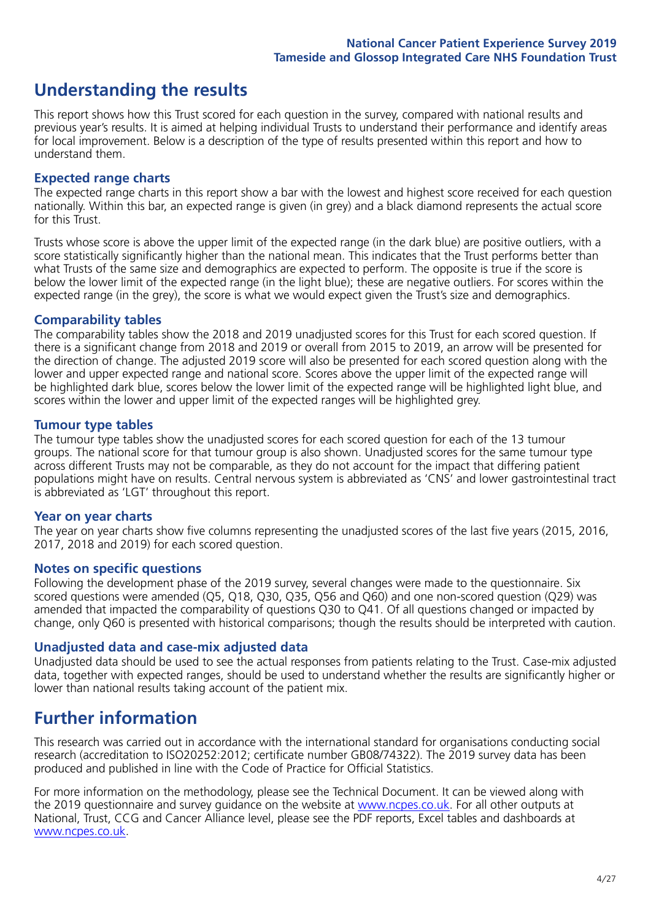# Understanding the results

This report shows how this Trust scored for each question in the survey, compared with national results and previous year's results. It is aimed at helping individual Trusts to understand their performance and identify areas for local improvement. Below is a description of the type of results presented within this report and how to understand them.

## Expected range charts

The expected range charts in this report show a bar with the lowest and highest score received for each question nationally. Within this bar, an expected range is given (in grey) and a black diamond represents the actual score for this Trust.

Trusts whose score is above the upper limit of the expected range (in the dark blue) are positive outliers, with a score statistically significantly higher than the national mean. This indicates that the Trust performs better than what Trusts of the same size and demographics are expected to perform. The opposite is true if the score is below the lower limit of the expected range (in the light blue); these are negative outliers. For scores within the expected range (in the grey), the score is what we would expect given the Trust's size and demographics.

## Comparability tables

The comparability tables show the 2018 and 2019 unadjusted scores for this Trust for each scored question. If there is a significant change from 2018 and 2019 or overall from 2015 to 2019, an arrow will be presented for the direction of change. The adjusted 2019 score will also be presented for each scored question along with the lower and upper expected range and national score. Scores above the upper limit of the expected range will be highlighted dark blue, scores below the lower limit of the expected range will be highlighted light blue, and scores within the lower and upper limit of the expected ranges will be highlighted grey.

## Tumour type tables

The tumour type tables show the unadjusted scores for each scored question for each of the 13 tumour groups. The national score for that tumour group is also shown. Unadjusted scores for the same tumour type across different Trusts may not be comparable, as they do not account for the impact that differing patient populations might have on results. Central nervous system is abbreviated as 'CNS' and lower gastrointestinal tract is abbreviated as 'LGT' throughout this report.

## Year on year charts

The year on year charts show five columns representing the unadjusted scores of the last five years (2015, 2016, 2017, 2018 and 2019) for each scored question.

## Notes on specific questions

Following the development phase of the 2019 survey, several changes were made to the questionnaire. Six scored questions were amended (Q5, Q18, Q30, Q35, Q56 and Q60) and one non-scored question (Q29) was amended that impacted the comparability of questions Q30 to Q41. Of all questions changed or impacted by change, only Q60 is presented with historical comparisons; though the results should be interpreted with caution.

## Unadjusted data and case-mix adjusted data

Unadjusted data should be used to see the actual responses from patients relating to the Trust. Case-mix adjusted data, together with expected ranges, should be used to understand whether the results are significantly higher or lower than national results taking account of the patient mix.

# Further information

This research was carried out in accordance with the international standard for organisations conducting social research (accreditation to ISO20252:2012; certificate number GB08/74322). The 2019 survey data has been produced and published in line with the Code of Practice for Official Statistics.

For more information on the methodology, please see the Technical Document. It can be viewed along with the 2019 questionnaire and survey guidance on the website at www.ncpes.co.uk. For all other outputs at National, Trust, CCG and Cancer Alliance level, please see the PDF reports, Excel tables and dashboards at www.ncpes.co.uk.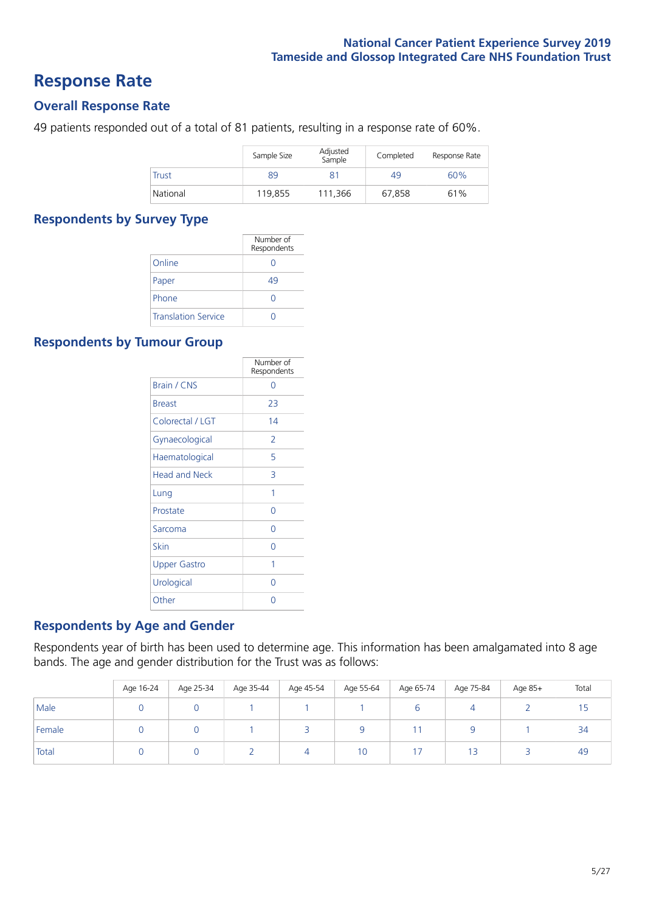# Response Rate

## Overall Response Rate

49 patients responded out of a total of 81 patients, resulting in a response rate of 60%.

| | Sample Size | Adjusted Sample | Completed | Response Rate |
|---|---|---|---|---|
| Trust | 89 | 81 | 49 | 60% |
| National | 119,855 | 111,366 | 67,858 | 61% |

## Respondents by Survey Type

| | Number of Respondents |
|---|---|
| Online | 0 |
| Paper | 49 |
| Phone | 0 |
| Translation Service | 0 |

## Respondents by Tumour Group

| | Number of Respondents |
|---|---|
| Brain / CNS | 0 |
| Breast | 23 |
| Colorectal / LGT | 14 |
| Gynaecological | 2 |
| Haematological | 5 |
| Head and Neck | 3 |
| Lung | 1 |
| Prostate | 0 |
| Sarcoma | 0 |
| Skin | 0 |
| Upper Gastro | 1 |
| Urological | 0 |
| Other | 0 |

## Respondents by Age and Gender

Respondents year of birth has been used to determine age. This information has been amalgamated into 8 age bands. The age and gender distribution for the Trust was as follows:

| | Age 16-24 | Age 25-34 | Age 35-44 | Age 45-54 | Age 55-64 | Age 65-74 | Age 75-84 | Age 85+ | Total |
|---|---|---|---|---|---|---|---|---|---|
| Male | 0 | 0 | 1 | 1 | 1 | 6 | 4 | 2 | 15 |
| Female | 0 | 0 | 1 | 3 | 9 | 11 | 9 | 1 | 34 |
| Total | 0 | 0 | 2 | 4 | 10 | 17 | 13 | 3 | 49 |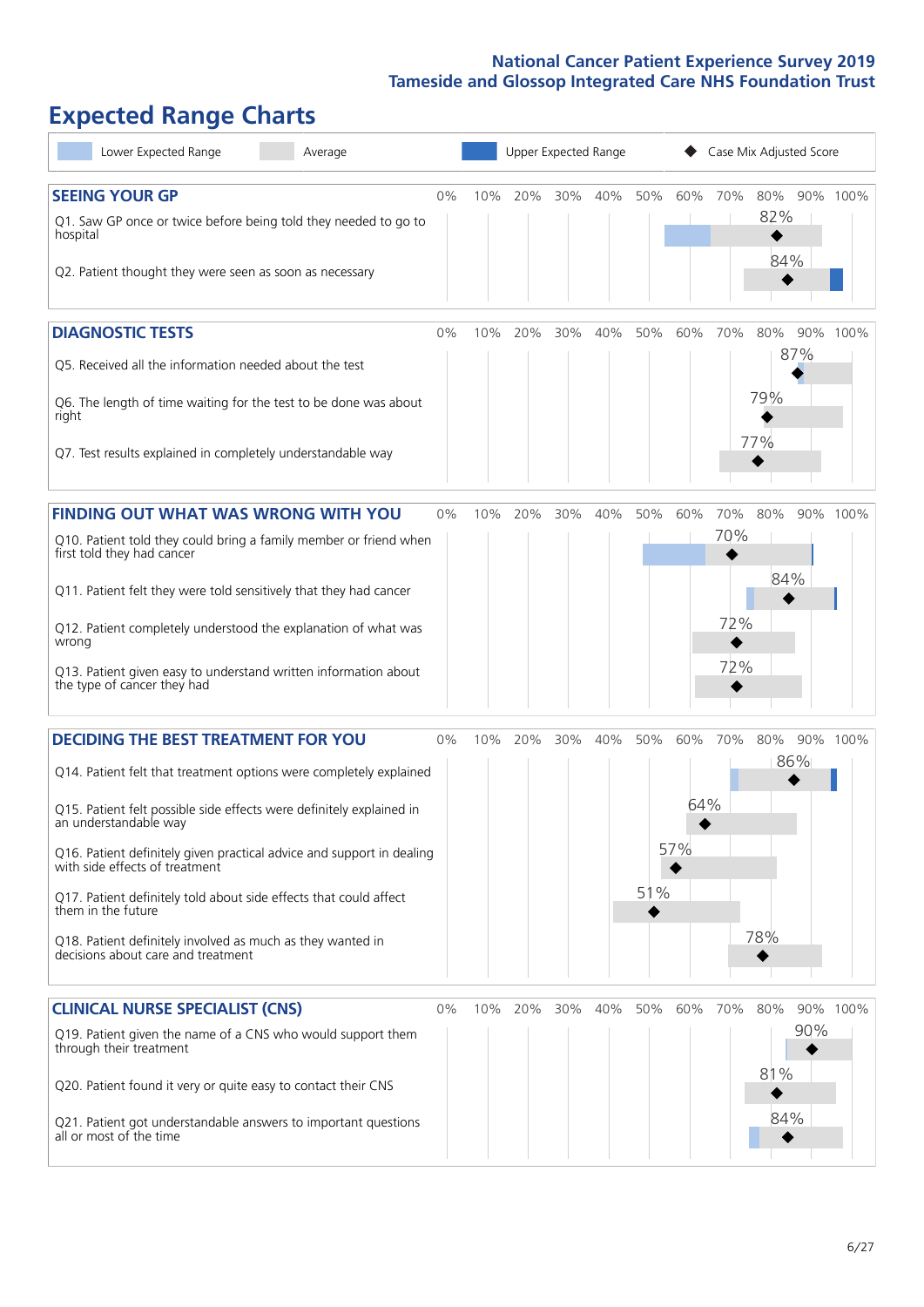# Expected Range Charts

Lower Expected Range | Average | Upper Expected Range | Case Mix Adjusted Score

## SEEING YOUR GP

| Question | Case Mix Adjusted Score |
|---|---|
| Q1. Saw GP once or twice before being told they needed to go to hospital | 82% |
| Q2. Patient thought they were seen as soon as necessary | 84% |

## DIAGNOSTIC TESTS

| Question | Case Mix Adjusted Score |
|---|---|
| Q5. Received all the information needed about the test | 87% |
| Q6. The length of time waiting for the test to be done was about right | 79% |
| Q7. Test results explained in completely understandable way | 77% |

## FINDING OUT WHAT WAS WRONG WITH YOU

| Question | Case Mix Adjusted Score |
|---|---|
| Q10. Patient told they could bring a family member or friend when first told they had cancer | 70% |
| Q11. Patient felt they were told sensitively that they had cancer | 84% |
| Q12. Patient completely understood the explanation of what was wrong | 72% |
| Q13. Patient given easy to understand written information about the type of cancer they had | 72% |

## DECIDING THE BEST TREATMENT FOR YOU

| Question | Case Mix Adjusted Score |
|---|---|
| Q14. Patient felt that treatment options were completely explained | 86% |
| Q15. Patient felt possible side effects were definitely explained in an understandable way | 64% |
| Q16. Patient definitely given practical advice and support in dealing with side effects of treatment | 57% |
| Q17. Patient definitely told about side effects that could affect them in the future | 51% |
| Q18. Patient definitely involved as much as they wanted in decisions about care and treatment | 78% |

## CLINICAL NURSE SPECIALIST (CNS)

| Question | Case Mix Adjusted Score |
|---|---|
| Q19. Patient given the name of a CNS who would support them through their treatment | 90% |
| Q20. Patient found it very or quite easy to contact their CNS | 81% |
| Q21. Patient got understandable answers to important questions all or most of the time | 84% |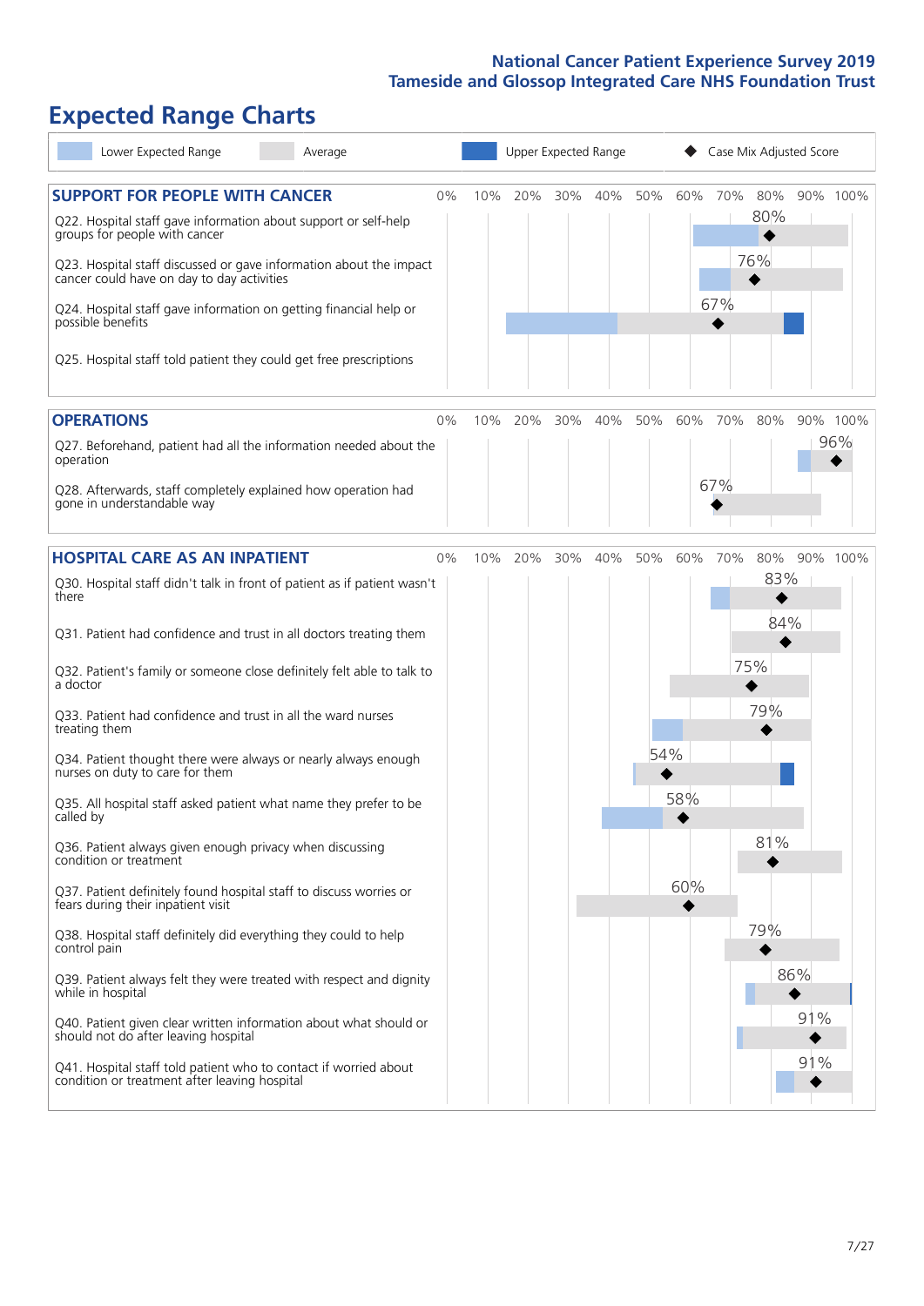# Expected Range Charts

Lower Expected Range | Average | Upper Expected Range | Case Mix Adjusted Score

## SUPPORT FOR PEOPLE WITH CANCER

| Question | Case Mix Adjusted Score |
|---|---|
| Q22. Hospital staff gave information about support or self-help groups for people with cancer | 80% |
| Q23. Hospital staff discussed or gave information about the impact cancer could have on day to day activities | 76% |
| Q24. Hospital staff gave information on getting financial help or possible benefits | 67% |
| Q25. Hospital staff told patient they could get free prescriptions | |

## OPERATIONS

| Question | Case Mix Adjusted Score |
|---|---|
| Q27. Beforehand, patient had all the information needed about the operation | 96% |
| Q28. Afterwards, staff completely explained how operation had gone in understandable way | 67% |

## HOSPITAL CARE AS AN INPATIENT

| Question | Case Mix Adjusted Score |
|---|---|
| Q30. Hospital staff didn't talk in front of patient as if patient wasn't there | 83% |
| Q31. Patient had confidence and trust in all doctors treating them | 84% |
| Q32. Patient's family or someone close definitely felt able to talk to a doctor | 75% |
| Q33. Patient had confidence and trust in all the ward nurses treating them | 79% |
| Q34. Patient thought there were always or nearly always enough nurses on duty to care for them | 54% |
| Q35. All hospital staff asked patient what name they prefer to be called by | 58% |
| Q36. Patient always given enough privacy when discussing condition or treatment | 81% |
| Q37. Patient definitely found hospital staff to discuss worries or fears during their inpatient visit | 60% |
| Q38. Hospital staff definitely did everything they could to help control pain | 79% |
| Q39. Patient always felt they were treated with respect and dignity while in hospital | 86% |
| Q40. Patient given clear written information about what should or should not do after leaving hospital | 91% |
| Q41. Hospital staff told patient who to contact if worried about condition or treatment after leaving hospital | 91% |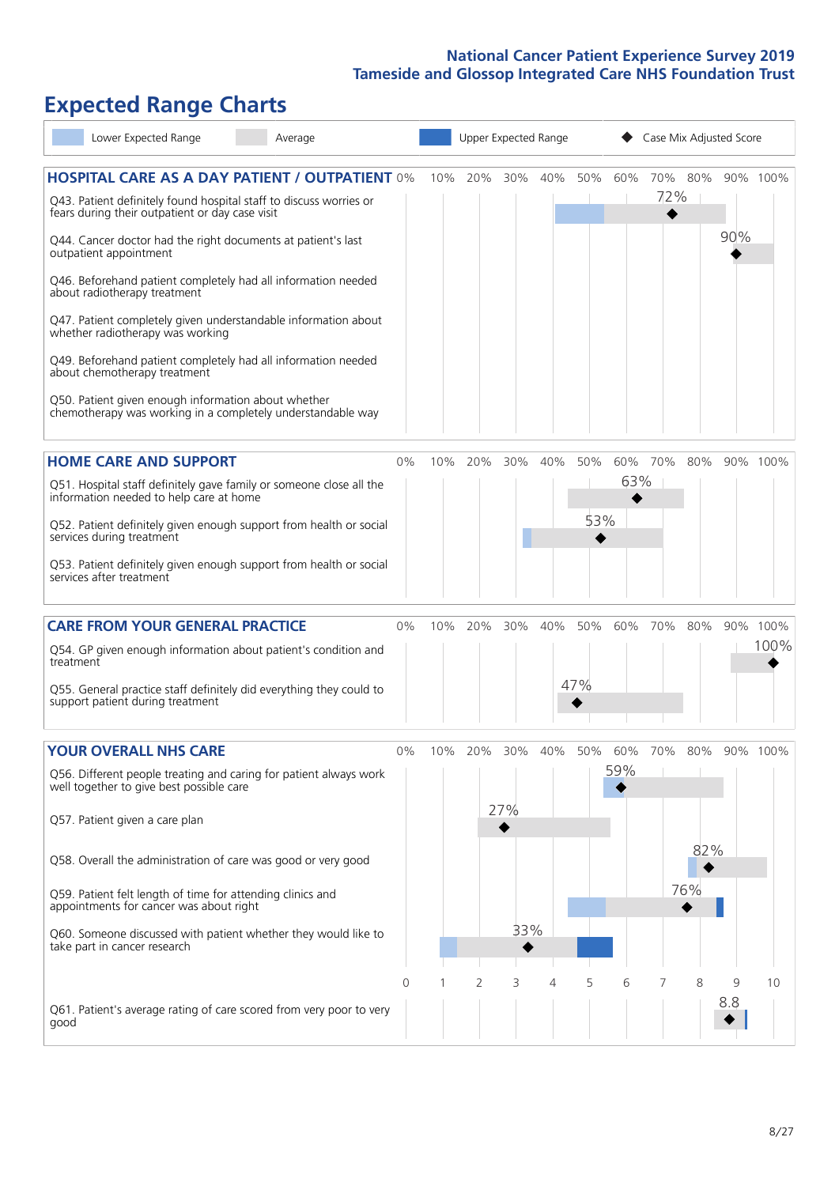# Expected Range Charts

Legend: Lower Expected Range | Average | Upper Expected Range | Case Mix Adjusted Score

## HOSPITAL CARE AS A DAY PATIENT / OUTPATIENT

| Question | Case Mix Adjusted Score |
|---|---|
| Q43. Patient definitely found hospital staff to discuss worries or fears during their outpatient or day case visit | 72% |
| Q44. Cancer doctor had the right documents at patient's last outpatient appointment | 90% |
| Q46. Beforehand patient completely had all information needed about radiotherapy treatment | |
| Q47. Patient completely given understandable information about whether radiotherapy treatment was working | |
| Q49. Beforehand patient completely had all information needed about chemotherapy treatment | |
| Q50. Patient given enough information about whether chemotherapy was working in a completely understandable way | |

## HOME CARE AND SUPPORT

| Question | Case Mix Adjusted Score |
|---|---|
| Q51. Hospital staff definitely gave family or someone close all the information needed to help care at home | 63% |
| Q52. Patient definitely given enough support from health or social services during treatment | 53% |
| Q53. Patient definitely given enough support from health or social services after treatment | |

## CARE FROM YOUR GENERAL PRACTICE

| Question | Case Mix Adjusted Score |
|---|---|
| Q54. GP given enough information about patient's condition and treatment | 100% |
| Q55. General practice staff definitely did everything they could to support patient during treatment | 47% |

## YOUR OVERALL NHS CARE

| Question | Case Mix Adjusted Score |
|---|---|
| Q56. Different people treating and caring for patient always work well together to give best possible care | 59% |
| Q57. Patient given a care plan | 27% |
| Q58. Overall the administration of care was good or very good | 82% |
| Q59. Patient felt length of time for attending clinics and appointments for cancer was about right | 76% |
| Q60. Someone discussed with patient whether they would like to take part in cancer research | 33% |
| Q61. Patient's average rating of care scored from very poor to very good | 8.8 |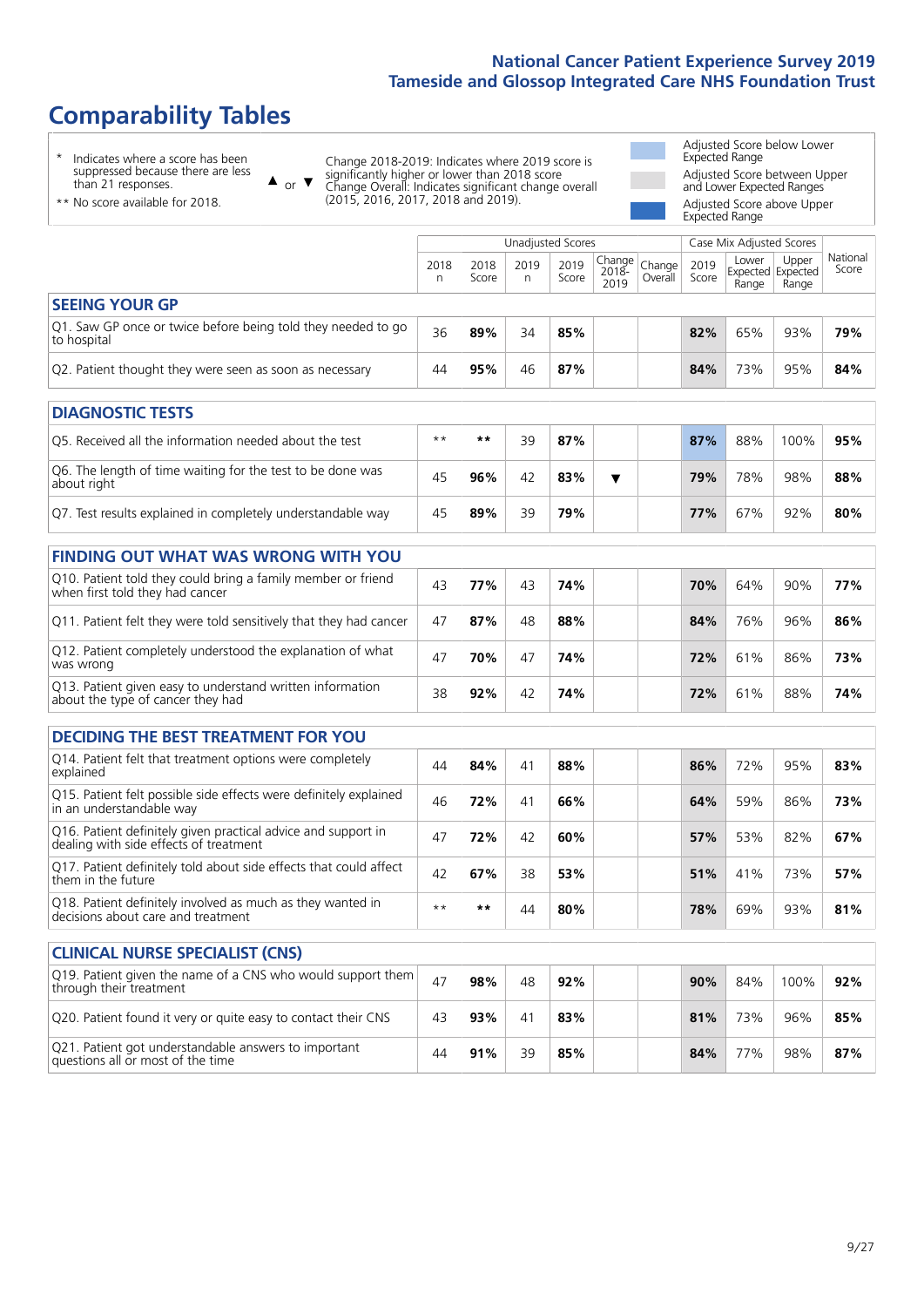# Comparability Tables

\* Indicates where a score has been suppressed because there are less than 21 responses.

\** No score available for 2018.

▲ or ▼ Change 2018-2019: Indicates where 2019 score is significantly higher or lower than 2018 score. Change Overall: Indicates significant change overall (2015, 2016, 2017, 2018 and 2019).

Adjusted Score below Lower Expected Range

Adjusted Score between Upper and Lower Expected Ranges

Adjusted Score above Upper Expected Range

| | Unadjusted Scores | | | | | | Case Mix Adjusted Scores | | | |
|---|---|---|---|---|---|---|---|---|---|---|
| | 2018 n | 2018 Score | 2019 n | 2019 Score | Change 2018-2019 | Change Overall | 2019 Score | Lower Expected Range | Upper Expected Range | National Score |
| **SEEING YOUR GP** | | | | | | | | | | |
| Q1. Saw GP once or twice before being told they needed to go to hospital | 36 | **89%** | 34 | **85%** | | | **82%** | 65% | 93% | **79%** |
| Q2. Patient thought they were seen as soon as necessary | 44 | **95%** | 46 | **87%** | | | **84%** | 73% | 95% | **84%** |
| **DIAGNOSTIC TESTS** | | | | | | | | | | |
| Q5. Received all the information needed about the test | ** | ** | 39 | **87%** | | | **87%** | 88% | 100% | **95%** |
| Q6. The length of time waiting for the test to be done was about right | 45 | **96%** | 42 | **83%** | ▼ | | **79%** | 78% | 98% | **88%** |
| Q7. Test results explained in completely understandable way | 45 | **89%** | 39 | **79%** | | | **77%** | 67% | 92% | **80%** |
| **FINDING OUT WHAT WAS WRONG WITH YOU** | | | | | | | | | | |
| Q10. Patient told they could bring a family member or friend when first told they had cancer | 43 | **77%** | 43 | **74%** | | | **70%** | 64% | 90% | **77%** |
| Q11. Patient felt they were told sensitively that they had cancer | 47 | **87%** | 48 | **88%** | | | **84%** | 76% | 96% | **86%** |
| Q12. Patient completely understood the explanation of what was wrong | 47 | **70%** | 47 | **74%** | | | **72%** | 61% | 86% | **73%** |
| Q13. Patient given easy to understand written information about the type of cancer they had | 38 | **92%** | 42 | **74%** | | | **72%** | 61% | 88% | **74%** |
| **DECIDING THE BEST TREATMENT FOR YOU** | | | | | | | | | | |
| Q14. Patient felt that treatment options were completely explained | 44 | **84%** | 41 | **88%** | | | **86%** | 72% | 95% | **83%** |
| Q15. Patient felt possible side effects were definitely explained in an understandable way | 46 | **72%** | 41 | **66%** | | | **64%** | 59% | 86% | **73%** |
| Q16. Patient definitely given practical advice and support in dealing with side effects of treatment | 47 | **72%** | 42 | **60%** | | | **57%** | 53% | 82% | **67%** |
| Q17. Patient definitely told about side effects that could affect them in the future | 42 | **67%** | 38 | **53%** | | | **51%** | 41% | 73% | **57%** |
| Q18. Patient definitely involved as much as they wanted in decisions about care and treatment | ** | ** | 44 | **80%** | | | **78%** | 69% | 93% | **81%** |
| **CLINICAL NURSE SPECIALIST (CNS)** | | | | | | | | | | |
| Q19. Patient given the name of a CNS who would support them through their treatment | 47 | **98%** | 48 | **92%** | | | **90%** | 84% | 100% | **92%** |
| Q20. Patient found it very or quite easy to contact their CNS | 43 | **93%** | 41 | **83%** | | | **81%** | 73% | 96% | **85%** |
| Q21. Patient got understandable answers to important questions all or most of the time | 44 | **91%** | 39 | **85%** | | | **84%** | 77% | 98% | **87%** |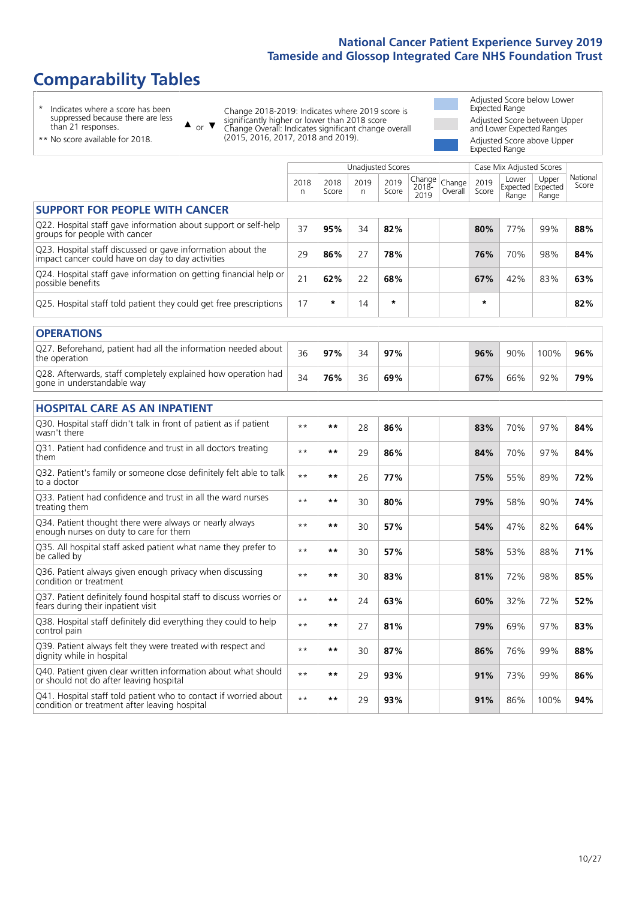# Comparability Tables

- \* Indicates where a score has been suppressed because there are less than 21 responses.
- \*\* No score available for 2018.

▲ or ▼ Change 2018-2019: Indicates where 2019 score is significantly higher or lower than 2018 score. Change Overall: Indicates significant change overall (2015, 2016, 2017, 2018 and 2019).

- Adjusted Score below Lower Expected Range
- Adjusted Score between Upper and Lower Expected Ranges
- Adjusted Score above Upper Expected Range

| | Unadjusted Scores | | | | | | Case Mix Adjusted Scores | | | |
|---|---|---|---|---|---|---|---|---|---|---|
| | 2018 n | 2018 Score | 2019 n | 2019 Score | Change 2018-2019 | Change Overall | 2019 Score | Lower Expected Range | Upper Expected Range | National Score |
| **SUPPORT FOR PEOPLE WITH CANCER** | | | | | | | | | | |
| Q22. Hospital staff gave information about support or self-help groups for people with cancer | 37 | 95% | 34 | 82% | | | 80% | 77% | 99% | 88% |
| Q23. Hospital staff discussed or gave information about the impact cancer could have on day to day activities | 29 | 86% | 27 | 78% | | | 76% | 70% | 98% | 84% |
| Q24. Hospital staff gave information on getting financial help or possible benefits | 21 | 62% | 22 | 68% | | | 67% | 42% | 83% | 63% |
| Q25. Hospital staff told patient they could get free prescriptions | 17 | * | 14 | * | | | * | | | 82% |
| **OPERATIONS** | | | | | | | | | | |
| Q27. Beforehand, patient had all the information needed about the operation | 36 | 97% | 34 | 97% | | | 96% | 90% | 100% | 96% |
| Q28. Afterwards, staff completely explained how operation had gone in understandable way | 34 | 76% | 36 | 69% | | | 67% | 66% | 92% | 79% |
| **HOSPITAL CARE AS AN INPATIENT** | | | | | | | | | | |
| Q30. Hospital staff didn't talk in front of patient as if patient wasn't there | ** | ** | 28 | 86% | | | 83% | 70% | 97% | 84% |
| Q31. Patient had confidence and trust in all doctors treating them | ** | ** | 29 | 86% | | | 84% | 70% | 97% | 84% |
| Q32. Patient's family or someone close definitely felt able to talk to a doctor | ** | ** | 26 | 77% | | | 75% | 55% | 89% | 72% |
| Q33. Patient had confidence and trust in all the ward nurses treating them | ** | ** | 30 | 80% | | | 79% | 58% | 90% | 74% |
| Q34. Patient thought there were always or nearly always enough nurses on duty to care for them | ** | ** | 30 | 57% | | | 54% | 47% | 82% | 64% |
| Q35. All hospital staff asked patient what name they prefer to be called by | ** | ** | 30 | 57% | | | 58% | 53% | 88% | 71% |
| Q36. Patient always given enough privacy when discussing condition or treatment | ** | ** | 30 | 83% | | | 81% | 72% | 98% | 85% |
| Q37. Patient definitely found hospital staff to discuss worries or fears during their inpatient visit | ** | ** | 24 | 63% | | | 60% | 32% | 72% | 52% |
| Q38. Hospital staff definitely did everything they could to help control pain | ** | ** | 27 | 81% | | | 79% | 69% | 97% | 83% |
| Q39. Patient always felt they were treated with respect and dignity while in hospital | ** | ** | 30 | 87% | | | 86% | 76% | 99% | 88% |
| Q40. Patient given clear written information about what should or should not do after leaving hospital | ** | ** | 29 | 93% | | | 91% | 73% | 99% | 86% |
| Q41. Hospital staff told patient who to contact if worried about condition or treatment after leaving hospital | ** | ** | 29 | 93% | | | 91% | 86% | 100% | 94% |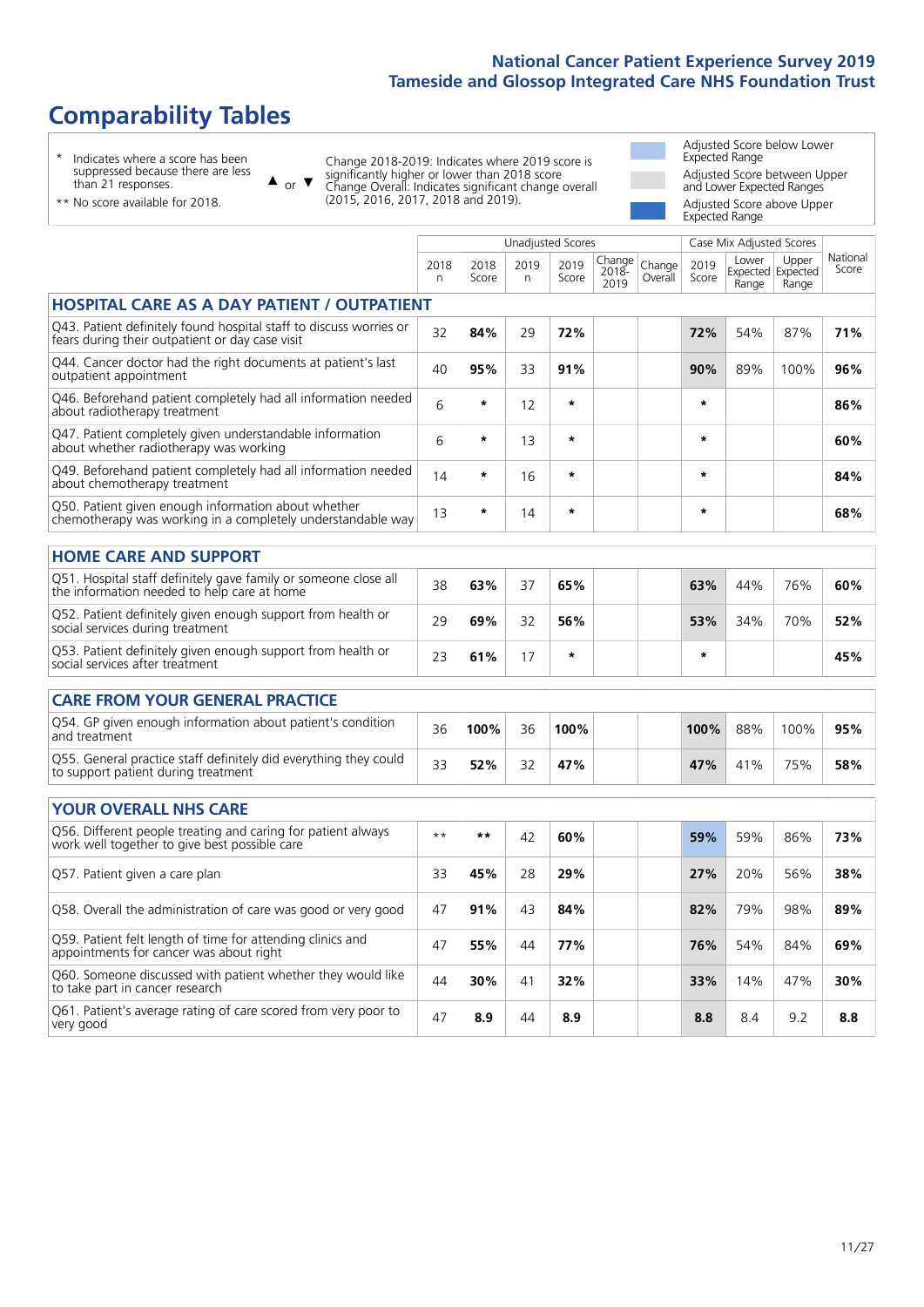# Comparability Tables

\* Indicates where a score has been suppressed because there are less than 21 responses.

\*\* No score available for 2018.

▲ or ▼ Change 2018-2019: Indicates where 2019 score is significantly higher or lower than 2018 score. Change Overall: Indicates significant change overall (2015, 2016, 2017, 2018 and 2019).

Adjusted Score below Lower Expected Range

Adjusted Score between Upper and Lower Expected Ranges

Adjusted Score above Upper Expected Range

| | Unadjusted Scores | | | | | | Case Mix Adjusted Scores | | | |
|---|---|---|---|---|---|---|---|---|---|---|
| | 2018 n | 2018 Score | 2019 n | 2019 Score | Change 2018-2019 | Change Overall | 2019 Score | Lower Expected Range | Upper Expected Range | National Score |
| **HOSPITAL CARE AS A DAY PATIENT / OUTPATIENT** | | | | | | | | | | |
| Q43. Patient definitely found hospital staff to discuss worries or fears during their outpatient or day case visit | 32 | **84%** | 29 | **72%** | | | **72%** | 54% | 87% | **71%** |
| Q44. Cancer doctor had the right documents at patient's last outpatient appointment | 40 | **95%** | 33 | **91%** | | | **90%** | 89% | 100% | **96%** |
| Q46. Beforehand patient completely had all information needed about radiotherapy treatment | 6 | * | 12 | * | | | * | | | **86%** |
| Q47. Patient completely given understandable information about whether radiotherapy was working | 6 | * | 13 | * | | | * | | | **60%** |
| Q49. Beforehand patient completely had all information needed about chemotherapy treatment | 14 | * | 16 | * | | | * | | | **84%** |
| Q50. Patient given enough information about whether chemotherapy was working in a completely understandable way | 13 | * | 14 | * | | | * | | | **68%** |
| **HOME CARE AND SUPPORT** | | | | | | | | | | |
| Q51. Hospital staff definitely gave family or someone close all the information needed to help care at home | 38 | **63%** | 37 | **65%** | | | **63%** | 44% | 76% | **60%** |
| Q52. Patient definitely given enough support from health or social services during treatment | 29 | **69%** | 32 | **56%** | | | **53%** | 34% | 70% | **52%** |
| Q53. Patient definitely given enough support from health or social services after treatment | 23 | **61%** | 17 | * | | | * | | | **45%** |
| **CARE FROM YOUR GENERAL PRACTICE** | | | | | | | | | | |
| Q54. GP given enough information about patient's condition and treatment | 36 | **100%** | 36 | **100%** | | | **100%** | 88% | 100% | **95%** |
| Q55. General practice staff definitely did everything they could to support patient during treatment | 33 | **52%** | 32 | **47%** | | | **47%** | 41% | 75% | **58%** |
| **YOUR OVERALL NHS CARE** | | | | | | | | | | |
| Q56. Different people treating and caring for patient always work well together to give best possible care | ** | ** | 42 | **60%** | | | **59%** | 59% | 86% | **73%** |
| Q57. Patient given a care plan | 33 | **45%** | 28 | **29%** | | | **27%** | 20% | 56% | **38%** |
| Q58. Overall the administration of care was good or very good | 47 | **91%** | 43 | **84%** | | | **82%** | 79% | 98% | **89%** |
| Q59. Patient felt length of time for attending clinics and appointments for cancer was about right | 47 | **55%** | 44 | **77%** | | | **76%** | 54% | 84% | **69%** |
| Q60. Someone discussed with patient whether they would like to take part in cancer research | 44 | **30%** | 41 | **32%** | | | **33%** | 14% | 47% | **30%** |
| Q61. Patient's average rating of care scored from very poor to very good | 47 | **8.9** | 44 | **8.9** | | | **8.8** | 8.4 | 9.2 | **8.8** |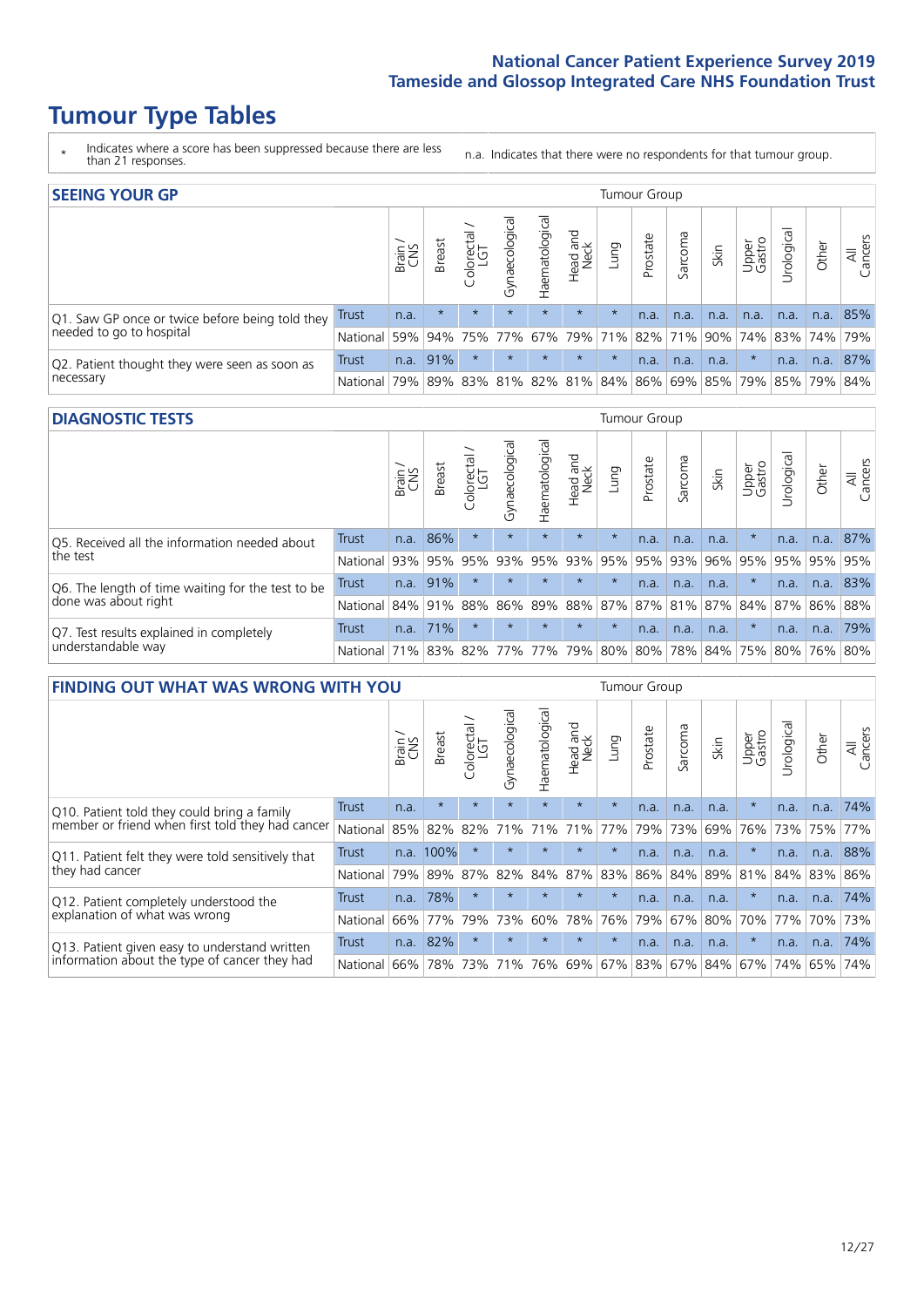# Tumour Type Tables

\* Indicates where a score has been suppressed because there are less than 21 responses.

n.a. Indicates that there were no respondents for that tumour group.

## SEEING YOUR GP

| | | Brain / CNS | Breast | Colorectal / LGT | Gynaecological | Haematological | Head and Neck | Lung | Prostate | Sarcoma | Skin | Upper Gastro | Urological | Other | All Cancers |
|---|---|---|---|---|---|---|---|---|---|---|---|---|---|---|---|
| Q1. Saw GP once or twice before being told they needed to go to hospital | Trust | n.a. | * | * | * | * | * | * | n.a. | n.a. | n.a. | n.a. | n.a. | n.a. | 85% |
| | National | 59% | 94% | 75% | 77% | 67% | 79% | 71% | 82% | 71% | 90% | 74% | 83% | 74% | 79% |
| Q2. Patient thought they were seen as soon as necessary | Trust | n.a. | 91% | * | * | * | * | * | n.a. | n.a. | n.a. | * | n.a. | n.a. | 87% |
| | National | 79% | 89% | 83% | 81% | 82% | 81% | 84% | 86% | 69% | 85% | 79% | 85% | 79% | 84% |

## DIAGNOSTIC TESTS

| | | Brain / CNS | Breast | Colorectal / LGT | Gynaecological | Haematological | Head and Neck | Lung | Prostate | Sarcoma | Skin | Upper Gastro | Urological | Other | All Cancers |
|---|---|---|---|---|---|---|---|---|---|---|---|---|---|---|---|
| Q5. Received all the information needed about the test | Trust | n.a. | 86% | * | * | * | * | * | n.a. | n.a. | n.a. | * | n.a. | n.a. | 87% |
| | National | 93% | 95% | 95% | 93% | 95% | 93% | 95% | 95% | 93% | 96% | 95% | 95% | 95% | 95% |
| Q6. The length of time waiting for the test to be done was about right | Trust | n.a. | 91% | * | * | * | * | * | n.a. | n.a. | n.a. | * | n.a. | n.a. | 83% |
| | National | 84% | 91% | 88% | 86% | 89% | 88% | 87% | 87% | 81% | 87% | 84% | 87% | 86% | 88% |
| Q7. Test results explained in completely understandable way | Trust | n.a. | 71% | * | * | * | * | * | n.a. | n.a. | n.a. | * | n.a. | n.a. | 79% |
| | National | 71% | 83% | 82% | 77% | 77% | 79% | 80% | 80% | 78% | 84% | 75% | 80% | 76% | 80% |

## FINDING OUT WHAT WAS WRONG WITH YOU

| | | Brain / CNS | Breast | Colorectal / LGT | Gynaecological | Haematological | Head and Neck | Lung | Prostate | Sarcoma | Skin | Upper Gastro | Urological | Other | All Cancers |
|---|---|---|---|---|---|---|---|---|---|---|---|---|---|---|---|
| Q10. Patient told they could bring a family member or friend when first told they had cancer | Trust | n.a. | * | * | * | * | * | * | n.a. | n.a. | n.a. | * | n.a. | n.a. | 74% |
| | National | 85% | 82% | 82% | 71% | 71% | 71% | 77% | 79% | 73% | 69% | 76% | 73% | 75% | 77% |
| Q11. Patient felt they were told sensitively that they had cancer | Trust | n.a. | 100% | * | * | * | * | * | n.a. | n.a. | n.a. | * | n.a. | n.a. | 88% |
| | National | 79% | 89% | 87% | 82% | 84% | 87% | 83% | 86% | 84% | 89% | 81% | 84% | 83% | 86% |
| Q12. Patient completely understood the explanation of what was wrong | Trust | n.a. | 78% | * | * | * | * | * | n.a. | n.a. | n.a. | * | n.a. | n.a. | 74% |
| | National | 66% | 77% | 79% | 73% | 60% | 78% | 76% | 79% | 67% | 80% | 70% | 77% | 70% | 73% |
| Q13. Patient given easy to understand written information about the type of cancer they had | Trust | n.a. | 82% | * | * | * | * | * | n.a. | n.a. | n.a. | * | n.a. | n.a. | 74% |
| | National | 66% | 78% | 73% | 71% | 76% | 69% | 67% | 83% | 67% | 84% | 67% | 74% | 65% | 74% |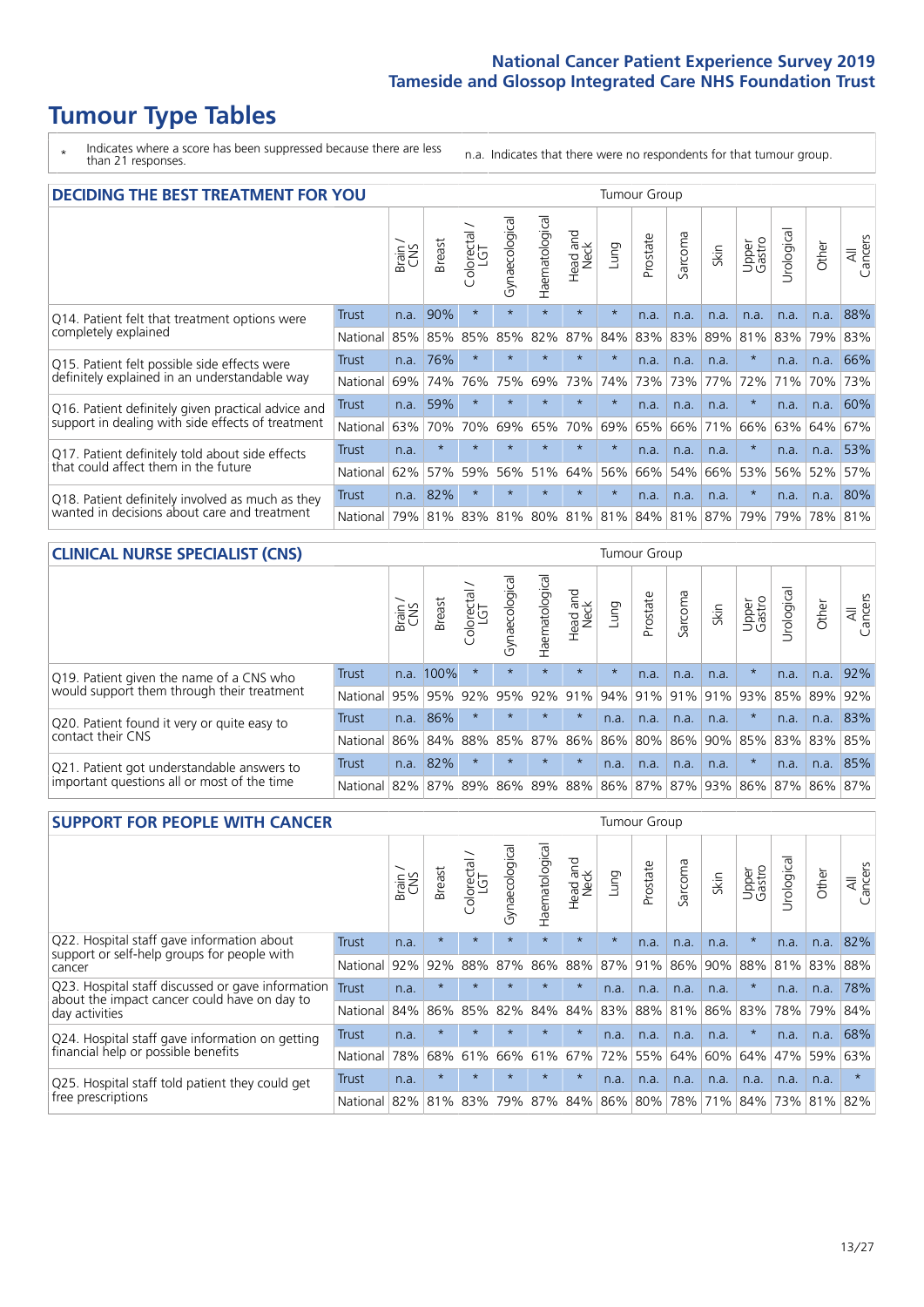# Tumour Type Tables

\* Indicates where a score has been suppressed because there are less than 21 responses.

n.a. Indicates that there were no respondents for that tumour group.

## DECIDING THE BEST TREATMENT FOR YOU

| | | Brain / CNS | Breast | Colorectal / LGT | Gynaecological | Haematological | Head and Neck | Lung | Prostate | Sarcoma | Skin | Upper Gastro | Urological | Other | All Cancers |
|---|---|---|---|---|---|---|---|---|---|---|---|---|---|---|---|
| Q14. Patient felt that treatment options were completely explained | Trust | n.a. | 90% | * | * | * | * | * | n.a. | n.a. | n.a. | n.a. | n.a. | n.a. | 88% |
| | National | 85% | 85% | 85% | 85% | 82% | 87% | 84% | 83% | 83% | 89% | 81% | 83% | 79% | 83% |
| Q15. Patient felt possible side effects were definitely explained in an understandable way | Trust | n.a. | 76% | * | * | * | * | * | n.a. | n.a. | n.a. | * | n.a. | n.a. | 66% |
| | National | 69% | 74% | 76% | 75% | 69% | 73% | 74% | 73% | 73% | 77% | 72% | 71% | 70% | 73% |
| Q16. Patient definitely given practical advice and support in dealing with side effects of treatment | Trust | n.a. | 59% | * | * | * | * | * | n.a. | n.a. | n.a. | * | n.a. | n.a. | 60% |
| | National | 63% | 70% | 70% | 69% | 65% | 70% | 69% | 65% | 66% | 71% | 66% | 63% | 64% | 67% |
| Q17. Patient definitely told about side effects that could affect them in the future | Trust | n.a. | * | * | * | * | * | * | n.a. | n.a. | n.a. | * | n.a. | n.a. | 53% |
| | National | 62% | 57% | 59% | 56% | 51% | 64% | 56% | 66% | 54% | 66% | 53% | 56% | 52% | 57% |
| Q18. Patient definitely involved as much as they wanted in decisions about care and treatment | Trust | n.a. | 82% | * | * | * | * | * | n.a. | n.a. | n.a. | * | n.a. | n.a. | 80% |
| | National | 79% | 81% | 83% | 81% | 80% | 81% | 81% | 84% | 81% | 87% | 79% | 79% | 78% | 81% |

## CLINICAL NURSE SPECIALIST (CNS)

| | | Brain / CNS | Breast | Colorectal / LGT | Gynaecological | Haematological | Head and Neck | Lung | Prostate | Sarcoma | Skin | Upper Gastro | Urological | Other | All Cancers |
|---|---|---|---|---|---|---|---|---|---|---|---|---|---|---|---|
| Q19. Patient given the name of a CNS who would support them through their treatment | Trust | n.a. | 100% | * | * | * | * | * | n.a. | n.a. | n.a. | * | n.a. | n.a. | 92% |
| | National | 95% | 95% | 92% | 95% | 92% | 91% | 94% | 91% | 91% | 91% | 93% | 85% | 89% | 92% |
| Q20. Patient found it very or quite easy to contact their CNS | Trust | n.a. | 86% | * | * | * | * | n.a. | n.a. | n.a. | n.a. | * | n.a. | n.a. | 83% |
| | National | 86% | 84% | 88% | 85% | 87% | 86% | 86% | 80% | 86% | 90% | 85% | 83% | 83% | 85% |
| Q21. Patient got understandable answers to important questions all or most of the time | Trust | n.a. | 82% | * | * | * | * | n.a. | n.a. | n.a. | n.a. | * | n.a. | n.a. | 85% |
| | National | 82% | 87% | 89% | 86% | 89% | 88% | 86% | 87% | 87% | 93% | 86% | 87% | 86% | 87% |

## SUPPORT FOR PEOPLE WITH CANCER

| | | Brain / CNS | Breast | Colorectal / LGT | Gynaecological | Haematological | Head and Neck | Lung | Prostate | Sarcoma | Skin | Upper Gastro | Urological | Other | All Cancers |
|---|---|---|---|---|---|---|---|---|---|---|---|---|---|---|---|
| Q22. Hospital staff gave information about support or self-help groups for people with cancer | Trust | n.a. | * | * | * | * | * | * | n.a. | n.a. | n.a. | * | n.a. | n.a. | 82% |
| | National | 92% | 92% | 88% | 87% | 86% | 88% | 87% | 91% | 86% | 90% | 88% | 81% | 83% | 88% |
| Q23. Hospital staff discussed or gave information about the impact cancer could have on day to day activities | Trust | n.a. | * | * | * | * | * | n.a. | n.a. | n.a. | n.a. | * | n.a. | n.a. | 78% |
| | National | 84% | 86% | 85% | 82% | 84% | 84% | 83% | 88% | 81% | 86% | 83% | 78% | 79% | 84% |
| Q24. Hospital staff gave information on getting financial help or possible benefits | Trust | n.a. | * | * | * | * | * | n.a. | n.a. | n.a. | n.a. | * | n.a. | n.a. | 68% |
| | National | 78% | 68% | 61% | 66% | 61% | 67% | 72% | 55% | 64% | 60% | 64% | 47% | 59% | 63% |
| Q25. Hospital staff told patient they could get free prescriptions | Trust | n.a. | * | * | * | * | * | n.a. | n.a. | n.a. | n.a. | n.a. | n.a. | n.a. | * |
| | National | 82% | 81% | 83% | 79% | 87% | 84% | 86% | 80% | 78% | 71% | 84% | 73% | 81% | 82% |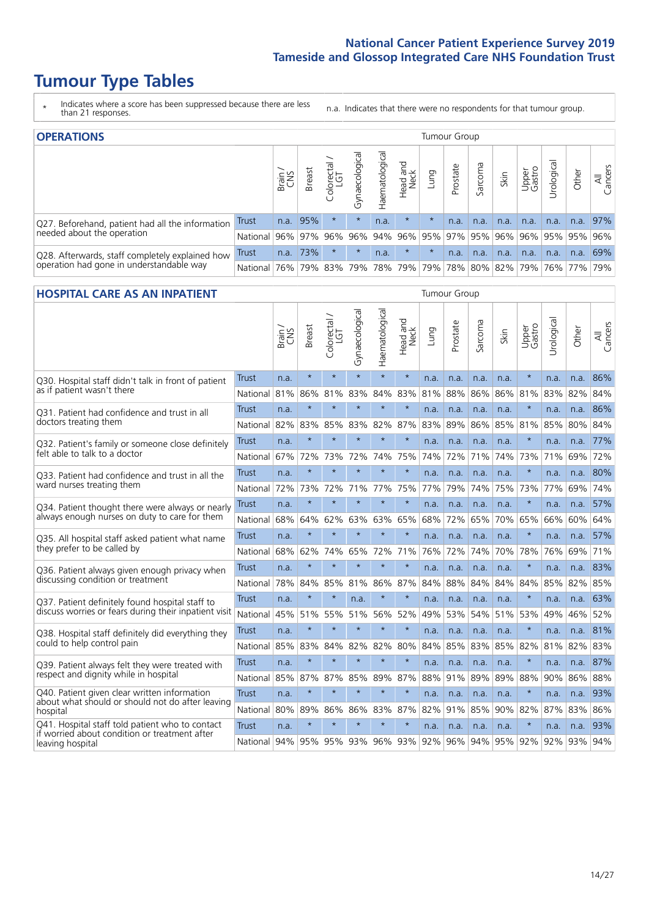# Tumour Type Tables

\* Indicates where a score has been suppressed because there are less than 21 responses.

n.a. Indicates that there were no respondents for that tumour group.

## OPERATIONS

| | | Brain / CNS | Breast | Colorectal / LGT | Gynaecological | Haematological | Head and Neck | Lung | Prostate | Sarcoma | Skin | Upper Gastro | Urological | Other | All Cancers |
|---|---|---|---|---|---|---|---|---|---|---|---|---|---|---|---|
| Q27. Beforehand, patient had all the information needed about the operation | Trust | n.a. | 95% | * | * | n.a. | * | * | n.a. | n.a. | n.a. | n.a. | n.a. | n.a. | 97% |
| | National | 96% | 97% | 96% | 96% | 94% | 96% | 95% | 97% | 95% | 96% | 96% | 95% | 95% | 96% |
| Q28. Afterwards, staff completely explained how operation had gone in understandable way | Trust | n.a. | 73% | * | * | n.a. | * | * | n.a. | n.a. | n.a. | n.a. | n.a. | n.a. | 69% |
| | National | 76% | 79% | 83% | 79% | 78% | 79% | 79% | 78% | 80% | 82% | 79% | 76% | 77% | 79% |

## HOSPITAL CARE AS AN INPATIENT

| | | Brain / CNS | Breast | Colorectal / LGT | Gynaecological | Haematological | Head and Neck | Lung | Prostate | Sarcoma | Skin | Upper Gastro | Urological | Other | All Cancers |
|---|---|---|---|---|---|---|---|---|---|---|---|---|---|---|---|
| Q30. Hospital staff didn't talk in front of patient as if patient wasn't there | Trust | n.a. | * | * | * | * | * | n.a. | n.a. | n.a. | n.a. | * | n.a. | n.a. | 86% |
| | National | 81% | 86% | 81% | 83% | 84% | 83% | 81% | 88% | 86% | 86% | 81% | 83% | 82% | 84% |
| Q31. Patient had confidence and trust in all doctors treating them | Trust | n.a. | * | * | * | * | * | n.a. | n.a. | n.a. | n.a. | * | n.a. | n.a. | 86% |
| | National | 82% | 83% | 85% | 83% | 82% | 87% | 83% | 89% | 86% | 85% | 81% | 85% | 80% | 84% |
| Q32. Patient's family or someone close definitely felt able to talk to a doctor | Trust | n.a. | * | * | * | * | * | n.a. | n.a. | n.a. | n.a. | * | n.a. | n.a. | 77% |
| | National | 67% | 72% | 73% | 72% | 74% | 75% | 74% | 72% | 71% | 74% | 73% | 71% | 69% | 72% |
| Q33. Patient had confidence and trust in all the ward nurses treating them | Trust | n.a. | * | * | * | * | * | n.a. | n.a. | n.a. | n.a. | * | n.a. | n.a. | 80% |
| | National | 72% | 73% | 72% | 71% | 77% | 75% | 77% | 79% | 74% | 75% | 73% | 77% | 69% | 74% |
| Q34. Patient thought there were always or nearly always enough nurses on duty to care for them | Trust | n.a. | * | * | * | * | * | n.a. | n.a. | n.a. | n.a. | * | n.a. | n.a. | 57% |
| | National | 68% | 64% | 62% | 63% | 63% | 65% | 68% | 72% | 65% | 70% | 65% | 66% | 60% | 64% |
| Q35. All hospital staff asked patient what name they prefer to be called by | Trust | n.a. | * | * | * | * | * | n.a. | n.a. | n.a. | n.a. | * | n.a. | n.a. | 57% |
| | National | 68% | 62% | 74% | 65% | 72% | 71% | 76% | 72% | 74% | 70% | 78% | 76% | 69% | 71% |
| Q36. Patient always given enough privacy when discussing condition or treatment | Trust | n.a. | * | * | * | * | * | n.a. | n.a. | n.a. | n.a. | * | n.a. | n.a. | 83% |
| | National | 78% | 84% | 85% | 81% | 86% | 87% | 84% | 88% | 84% | 84% | 84% | 85% | 82% | 85% |
| Q37. Patient definitely found hospital staff to discuss worries or fears during their inpatient visit | Trust | n.a. | * | * | n.a. | * | * | n.a. | n.a. | n.a. | n.a. | * | n.a. | n.a. | 63% |
| | National | 45% | 51% | 55% | 51% | 56% | 52% | 49% | 53% | 54% | 51% | 53% | 49% | 46% | 52% |
| Q38. Hospital staff definitely did everything they could to help control pain | Trust | n.a. | * | * | * | * | * | n.a. | n.a. | n.a. | n.a. | * | n.a. | n.a. | 81% |
| | National | 85% | 83% | 84% | 82% | 82% | 80% | 84% | 85% | 83% | 85% | 82% | 81% | 82% | 83% |
| Q39. Patient always felt they were treated with respect and dignity while in hospital | Trust | n.a. | * | * | * | * | * | n.a. | n.a. | n.a. | n.a. | * | n.a. | n.a. | 87% |
| | National | 85% | 87% | 87% | 85% | 89% | 87% | 88% | 91% | 89% | 89% | 88% | 90% | 86% | 88% |
| Q40. Patient given clear written information about what should or should not do after leaving hospital | Trust | n.a. | * | * | * | * | * | n.a. | n.a. | n.a. | n.a. | * | n.a. | n.a. | 93% |
| | National | 80% | 89% | 86% | 86% | 83% | 87% | 82% | 91% | 85% | 90% | 82% | 87% | 83% | 86% |
| Q41. Hospital staff told patient who to contact if worried about condition or treatment after leaving hospital | Trust | n.a. | * | * | * | * | * | n.a. | n.a. | n.a. | n.a. | * | n.a. | n.a. | 93% |
| | National | 94% | 95% | 95% | 93% | 96% | 93% | 92% | 96% | 94% | 95% | 92% | 92% | 93% | 94% |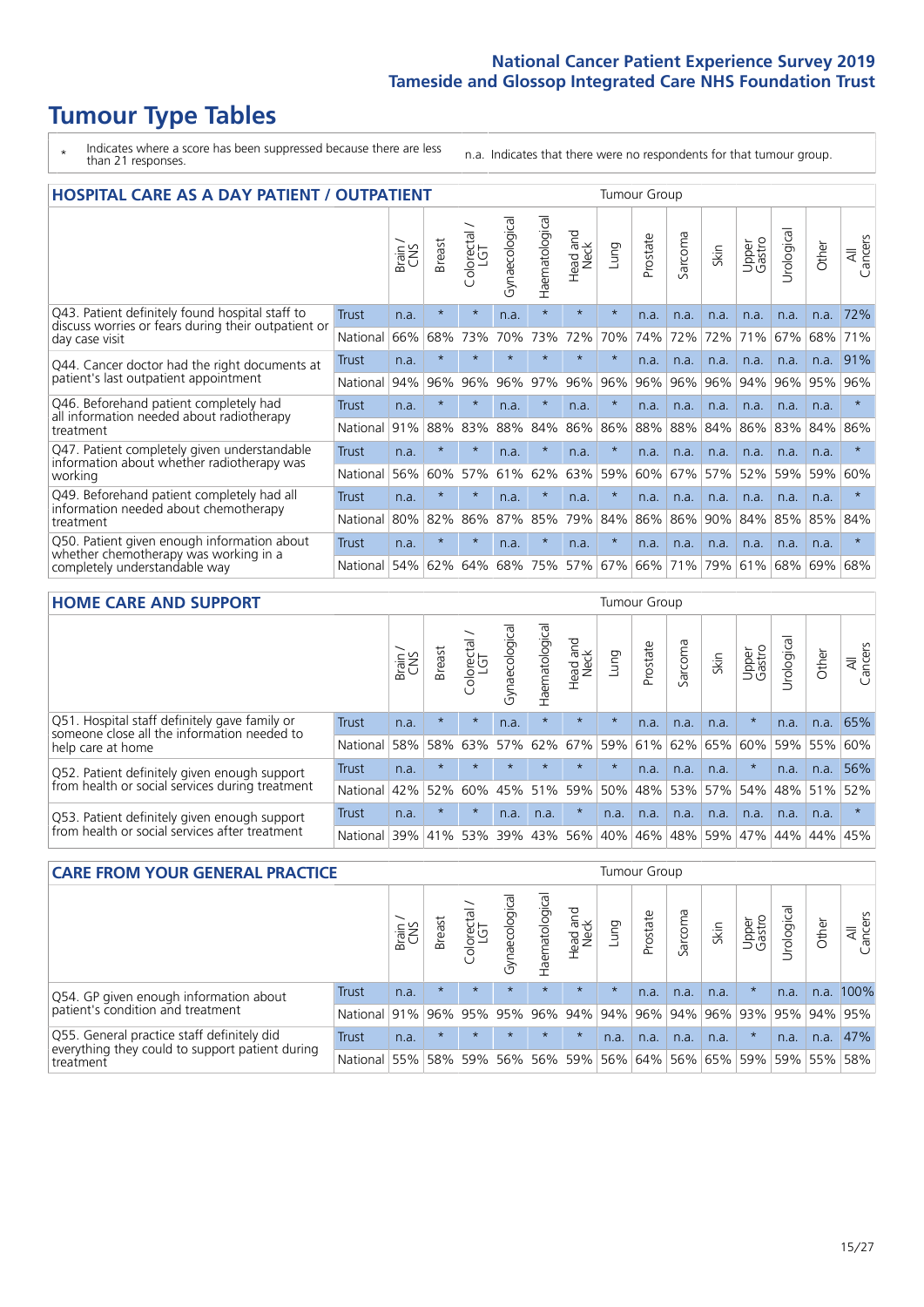# Tumour Type Tables

\* Indicates where a score has been suppressed because there are less than 21 responses.

n.a. Indicates that there were no respondents for that tumour group.

## HOSPITAL CARE AS A DAY PATIENT / OUTPATIENT

| | | Brain / CNS | Breast | Colorectal / LGT | Gynaecological | Haematological | Head and Neck | Lung | Prostate | Sarcoma | Skin | Upper Gastro | Urological | Other | All Cancers |
|---|---|---|---|---|---|---|---|---|---|---|---|---|---|---|---|
| Q43. Patient definitely found hospital staff to discuss worries or fears during their outpatient or day case visit | Trust | n.a. | * | * | n.a. | * | * | * | n.a. | n.a. | n.a. | n.a. | n.a. | n.a. | 72% |
| | National | 66% | 68% | 73% | 70% | 73% | 72% | 70% | 74% | 72% | 72% | 71% | 67% | 68% | 71% |
| Q44. Cancer doctor had the right documents at patient's last outpatient appointment | Trust | n.a. | * | * | * | * | * | * | n.a. | n.a. | n.a. | n.a. | n.a. | n.a. | 91% |
| | National | 94% | 96% | 96% | 96% | 97% | 96% | 96% | 96% | 96% | 96% | 94% | 96% | 95% | 96% |
| Q46. Beforehand patient completely had all information needed about radiotherapy treatment | Trust | n.a. | * | * | n.a. | * | n.a. | * | n.a. | n.a. | n.a. | n.a. | n.a. | n.a. | * |
| | National | 91% | 88% | 83% | 88% | 84% | 86% | 86% | 88% | 88% | 84% | 86% | 83% | 84% | 86% |
| Q47. Patient completely given understandable information about whether radiotherapy was working | Trust | n.a. | * | * | n.a. | * | n.a. | * | n.a. | n.a. | n.a. | n.a. | n.a. | n.a. | * |
| | National | 56% | 60% | 57% | 61% | 62% | 63% | 59% | 60% | 67% | 57% | 52% | 59% | 59% | 60% |
| Q49. Beforehand patient completely had all information needed about chemotherapy treatment | Trust | n.a. | * | * | n.a. | * | n.a. | * | n.a. | n.a. | n.a. | n.a. | n.a. | n.a. | * |
| | National | 80% | 82% | 86% | 87% | 85% | 79% | 84% | 86% | 86% | 90% | 84% | 85% | 85% | 84% |
| Q50. Patient given enough information about whether chemotherapy was working in a completely understandable way | Trust | n.a. | * | * | n.a. | * | n.a. | * | n.a. | n.a. | n.a. | n.a. | n.a. | n.a. | * |
| | National | 54% | 62% | 64% | 68% | 75% | 57% | 67% | 66% | 71% | 79% | 61% | 68% | 69% | 68% |

## HOME CARE AND SUPPORT

| | | Brain / CNS | Breast | Colorectal / LGT | Gynaecological | Haematological | Head and Neck | Lung | Prostate | Sarcoma | Skin | Upper Gastro | Urological | Other | All Cancers |
|---|---|---|---|---|---|---|---|---|---|---|---|---|---|---|---|
| Q51. Hospital staff definitely gave family or someone close all the information needed to help care at home | Trust | n.a. | * | * | n.a. | * | * | * | n.a. | n.a. | n.a. | * | n.a. | n.a. | 65% |
| | National | 58% | 58% | 63% | 57% | 62% | 67% | 59% | 61% | 62% | 65% | 60% | 59% | 55% | 60% |
| Q52. Patient definitely given enough support from health or social services during treatment | Trust | n.a. | * | * | * | * | * | * | n.a. | n.a. | n.a. | * | n.a. | n.a. | 56% |
| | National | 42% | 52% | 60% | 45% | 51% | 59% | 50% | 48% | 53% | 57% | 54% | 48% | 51% | 52% |
| Q53. Patient definitely given enough support from health or social services after treatment | Trust | n.a. | * | * | n.a. | n.a. | * | n.a. | n.a. | n.a. | n.a. | n.a. | n.a. | n.a. | * |
| | National | 39% | 41% | 53% | 39% | 43% | 56% | 40% | 46% | 48% | 59% | 47% | 44% | 44% | 45% |

## CARE FROM YOUR GENERAL PRACTICE

| | | Brain / CNS | Breast | Colorectal / LGT | Gynaecological | Haematological | Head and Neck | Lung | Prostate | Sarcoma | Skin | Upper Gastro | Urological | Other | All Cancers |
|---|---|---|---|---|---|---|---|---|---|---|---|---|---|---|---|
| Q54. GP given enough information about patient's condition and treatment | Trust | n.a. | * | * | * | * | * | * | n.a. | n.a. | n.a. | * | n.a. | n.a. | 100% |
| | National | 91% | 96% | 95% | 95% | 96% | 94% | 94% | 96% | 94% | 96% | 93% | 95% | 94% | 95% |
| Q55. General practice staff definitely did everything they could to support patient during treatment | Trust | n.a. | * | * | * | * | * | n.a. | n.a. | n.a. | n.a. | * | n.a. | n.a. | 47% |
| | National | 55% | 58% | 59% | 56% | 56% | 59% | 56% | 64% | 56% | 65% | 59% | 59% | 55% | 58% |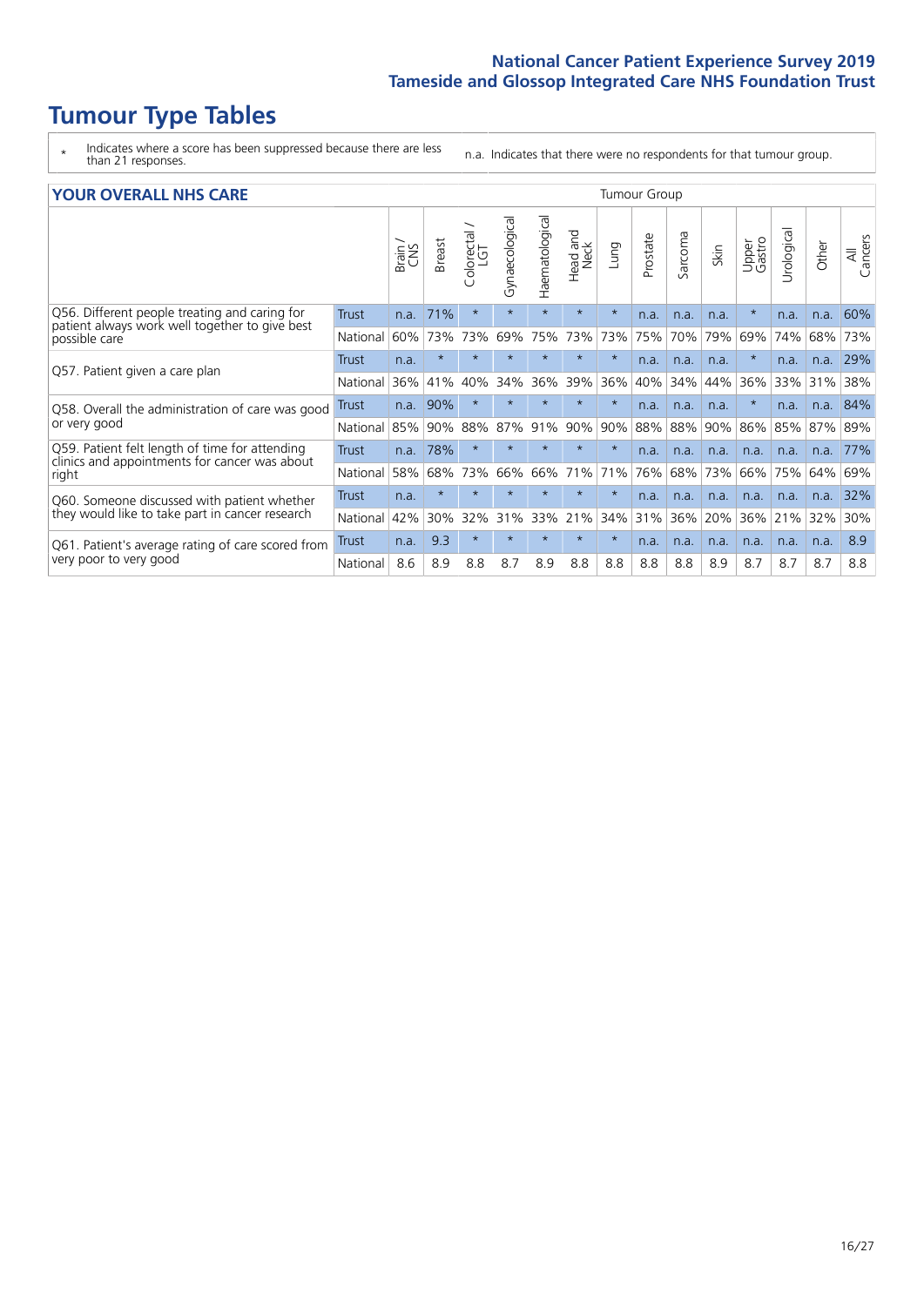# Tumour Type Tables

- \* Indicates where a score has been suppressed because there are less than 21 responses.
- n.a. Indicates that there were no respondents for that tumour group.

## YOUR OVERALL NHS CARE

| | | Brain / CNS | Breast | Colorectal / LGT | Gynaecological | Haematological | Head and Neck | Lung | Prostate | Sarcoma | Skin | Upper Gastro | Urological | Other | All Cancers |
|---|---|---|---|---|---|---|---|---|---|---|---|---|---|---|---|
| Q56. Different people treating and caring for patient always work well together to give best possible care | Trust | n.a. | 71% | * | * | * | * | * | n.a. | n.a. | n.a. | * | n.a. | n.a. | 60% |
| | National | 60% | 73% | 73% | 69% | 75% | 73% | 73% | 75% | 70% | 79% | 69% | 74% | 68% | 73% |
| Q57. Patient given a care plan | Trust | n.a. | * | * | * | * | * | * | n.a. | n.a. | n.a. | * | n.a. | n.a. | 29% |
| | National | 36% | 41% | 40% | 34% | 36% | 39% | 36% | 40% | 34% | 44% | 36% | 33% | 31% | 38% |
| Q58. Overall the administration of care was good or very good | Trust | n.a. | 90% | * | * | * | * | * | n.a. | n.a. | n.a. | * | n.a. | n.a. | 84% |
| | National | 85% | 90% | 88% | 87% | 91% | 90% | 90% | 88% | 88% | 90% | 86% | 85% | 87% | 89% |
| Q59. Patient felt length of time for attending clinics and appointments for cancer was about right | Trust | n.a. | 78% | * | * | * | * | * | n.a. | n.a. | n.a. | n.a. | n.a. | n.a. | 77% |
| | National | 58% | 68% | 73% | 66% | 66% | 71% | 71% | 76% | 68% | 73% | 66% | 75% | 64% | 69% |
| Q60. Someone discussed with patient whether they would like to take part in cancer research | Trust | n.a. | * | * | * | * | * | * | n.a. | n.a. | n.a. | n.a. | n.a. | n.a. | 32% |
| | National | 42% | 30% | 32% | 31% | 33% | 21% | 34% | 31% | 36% | 20% | 36% | 21% | 32% | 30% |
| Q61. Patient's average rating of care scored from very poor to very good | Trust | n.a. | 9.3 | * | * | * | * | * | n.a. | n.a. | n.a. | n.a. | n.a. | n.a. | 8.9 |
| | National | 8.6 | 8.9 | 8.8 | 8.7 | 8.9 | 8.8 | 8.8 | 8.8 | 8.8 | 8.9 | 8.7 | 8.7 | 8.7 | 8.8 |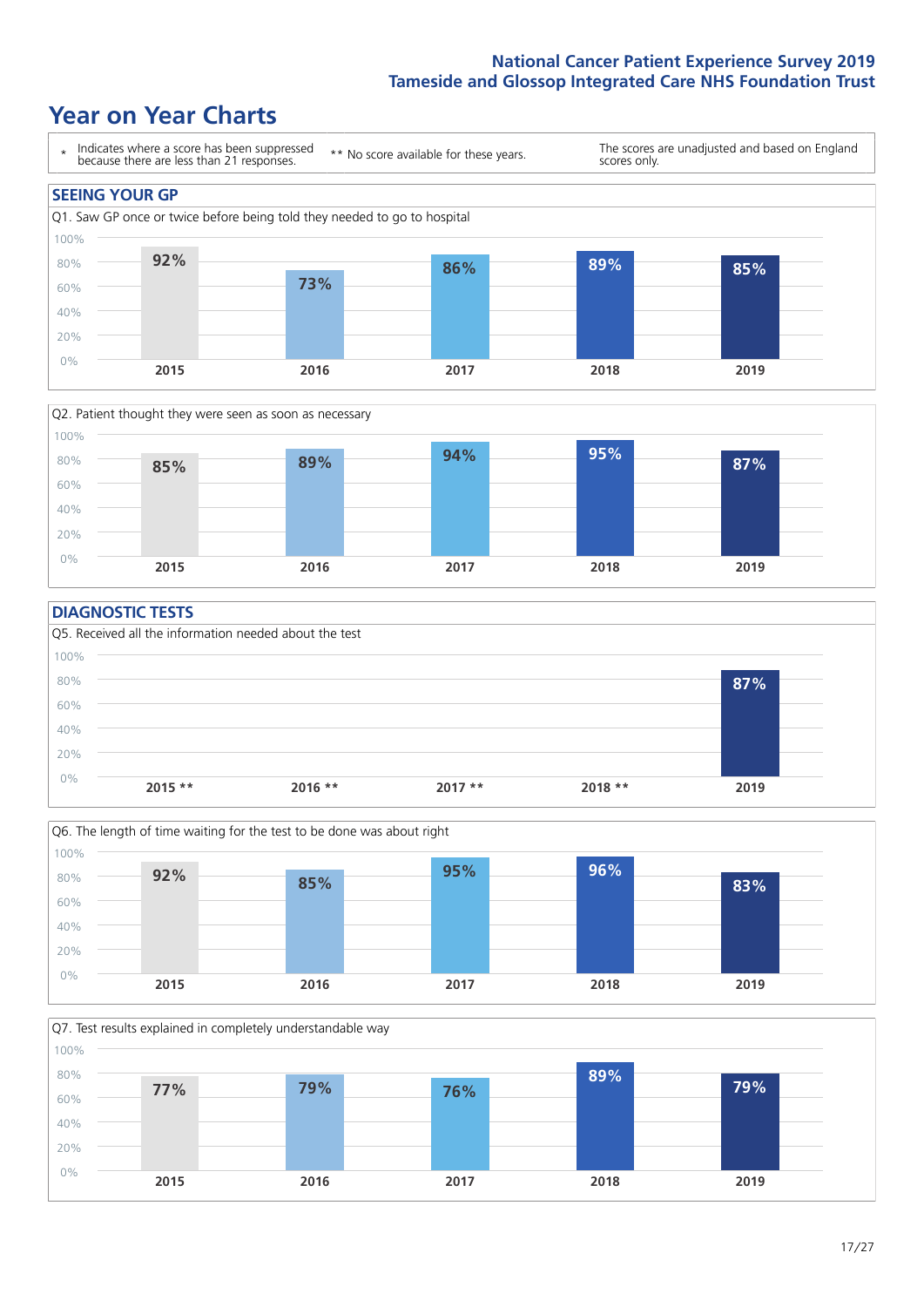# National Cancer Patient Experience Survey 2019
## Tameside and Glossop Integrated Care NHS Foundation Trust

# Year on Year Charts

\* Indicates where a score has been suppressed because there are less than 21 responses.

** No score available for these years.

The scores are unadjusted and based on England scores only.

## SEEING YOUR GP

Q1. Saw GP once or twice before being told they needed to go to hospital

| 2015 | 2016 | 2017 | 2018 | 2019 |
| --- | --- | --- | --- | --- |
| 92% | 73% | 86% | 89% | 85% |

Q2. Patient thought they were seen as soon as necessary

| 2015 | 2016 | 2017 | 2018 | 2019 |
| --- | --- | --- | --- | --- |
| 85% | 89% | 94% | 95% | 87% |

## DIAGNOSTIC TESTS

Q5. Received all the information needed about the test

| 2015 ** | 2016 ** | 2017 ** | 2018 ** | 2019 |
| --- | --- | --- | --- | --- |
| | | | | 87% |

Q6. The length of time waiting for the test to be done was about right

| 2015 | 2016 | 2017 | 2018 | 2019 |
| --- | --- | --- | --- | --- |
| 92% | 85% | 95% | 96% | 83% |

Q7. Test results explained in completely understandable way

| 2015 | 2016 | 2017 | 2018 | 2019 |
| --- | --- | --- | --- | --- |
| 77% | 79% | 76% | 89% | 79% |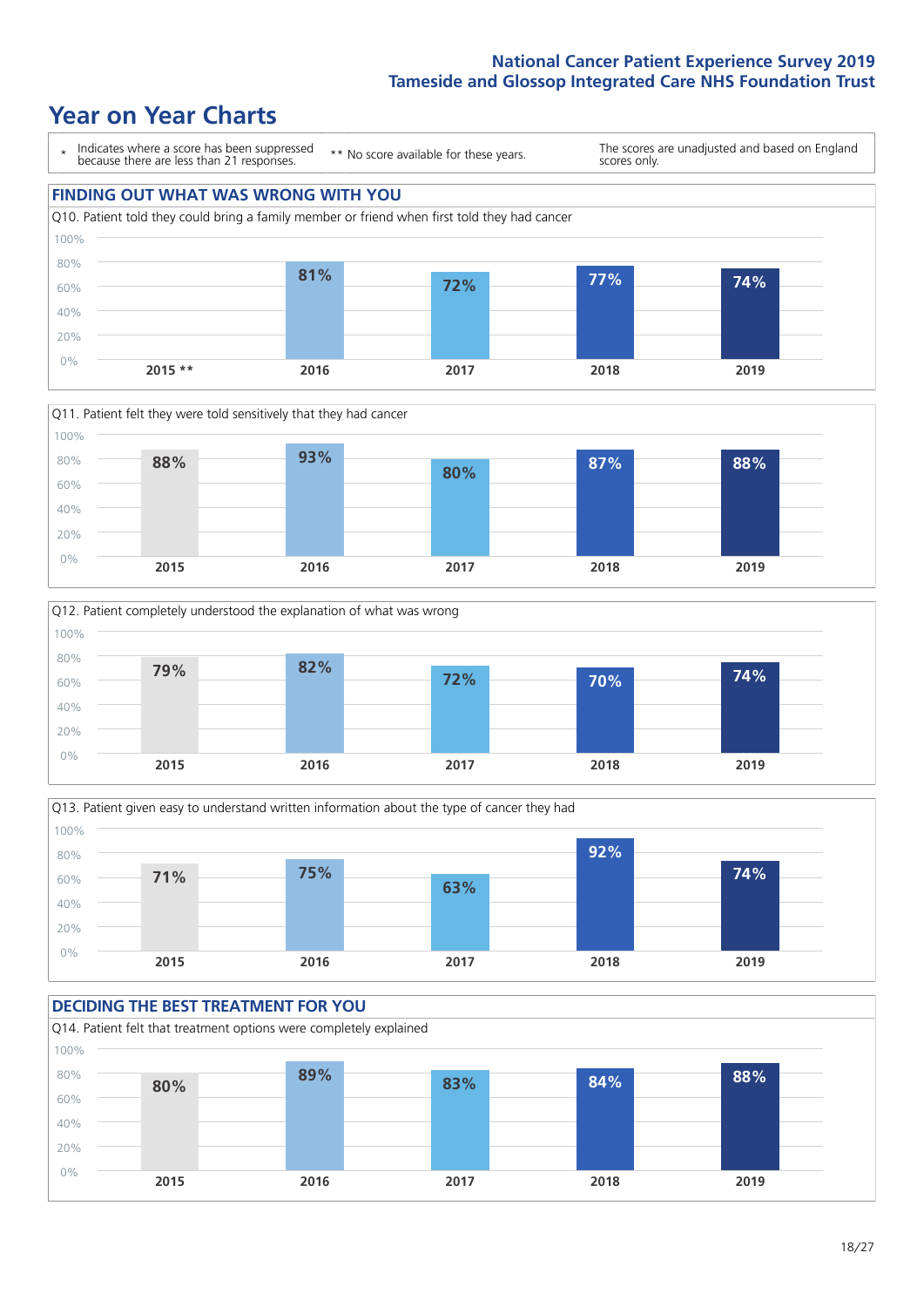# Year on Year Charts

\* Indicates where a score has been suppressed because there are less than 21 responses.

\*\* No score available for these years.

The scores are unadjusted and based on England scores only.

## FINDING OUT WHAT WAS WRONG WITH YOU

Q10. Patient told they could bring a family member or friend when first told they had cancer

| 2015 ** | 2016 | 2017 | 2018 | 2019 |
|---|---|---|---|---|
| | 81% | 72% | 77% | 74% |

Q11. Patient felt they were told sensitively that they had cancer

| 2015 | 2016 | 2017 | 2018 | 2019 |
|---|---|---|---|---|
| 88% | 93% | 80% | 87% | 88% |

Q12. Patient completely understood the explanation of what was wrong

| 2015 | 2016 | 2017 | 2018 | 2019 |
|---|---|---|---|---|
| 79% | 82% | 72% | 70% | 74% |

Q13. Patient given easy to understand written information about the type of cancer they had

| 2015 | 2016 | 2017 | 2018 | 2019 |
|---|---|---|---|---|
| 71% | 75% | 63% | 92% | 74% |

## DECIDING THE BEST TREATMENT FOR YOU

Q14. Patient felt that treatment options were completely explained

| 2015 | 2016 | 2017 | 2018 | 2019 |
|---|---|---|---|---|
| 80% | 89% | 83% | 84% | 88% |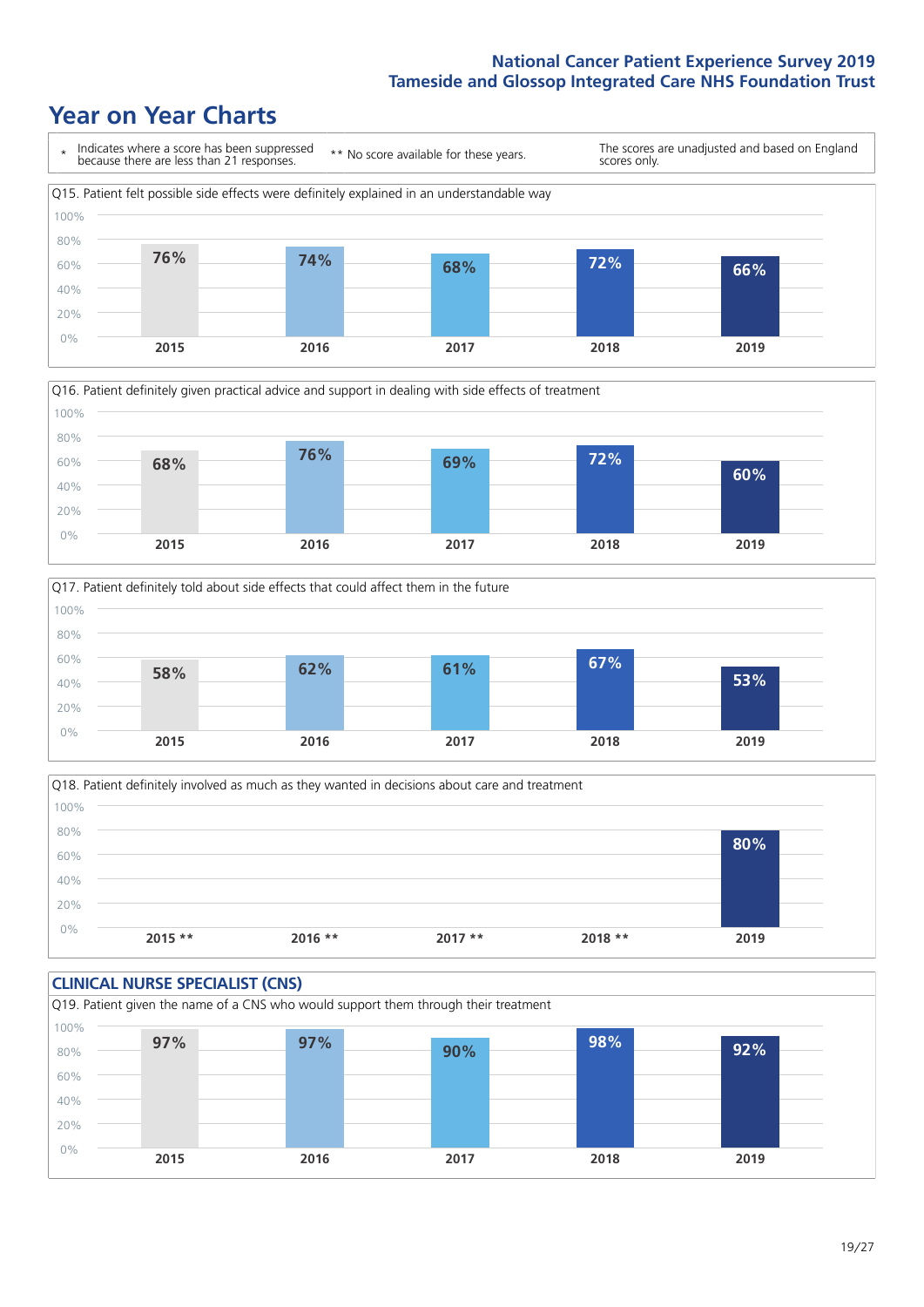# Year on Year Charts

\* Indicates where a score has been suppressed because there are less than 21 responses.

** No score available for these years.

The scores are unadjusted and based on England scores only.

Q15. Patient felt possible side effects were definitely explained in an understandable way

| 2015 | 2016 | 2017 | 2018 | 2019 |
|---|---|---|---|---|
| 76% | 74% | 68% | 72% | 66% |

Q16. Patient definitely given practical advice and support in dealing with side effects of treatment

| 2015 | 2016 | 2017 | 2018 | 2019 |
|---|---|---|---|---|
| 68% | 76% | 69% | 72% | 60% |

Q17. Patient definitely told about side effects that could affect them in the future

| 2015 | 2016 | 2017 | 2018 | 2019 |
|---|---|---|---|---|
| 58% | 62% | 61% | 67% | 53% |

Q18. Patient definitely involved as much as they wanted in decisions about care and treatment

| 2015 ** | 2016 ** | 2017 ** | 2018 ** | 2019 |
|---|---|---|---|---|
| | | | | 80% |

## CLINICAL NURSE SPECIALIST (CNS)

Q19. Patient given the name of a CNS who would support them through their treatment

| 2015 | 2016 | 2017 | 2018 | 2019 |
|---|---|---|---|---|
| 97% | 97% | 90% | 98% | 92% |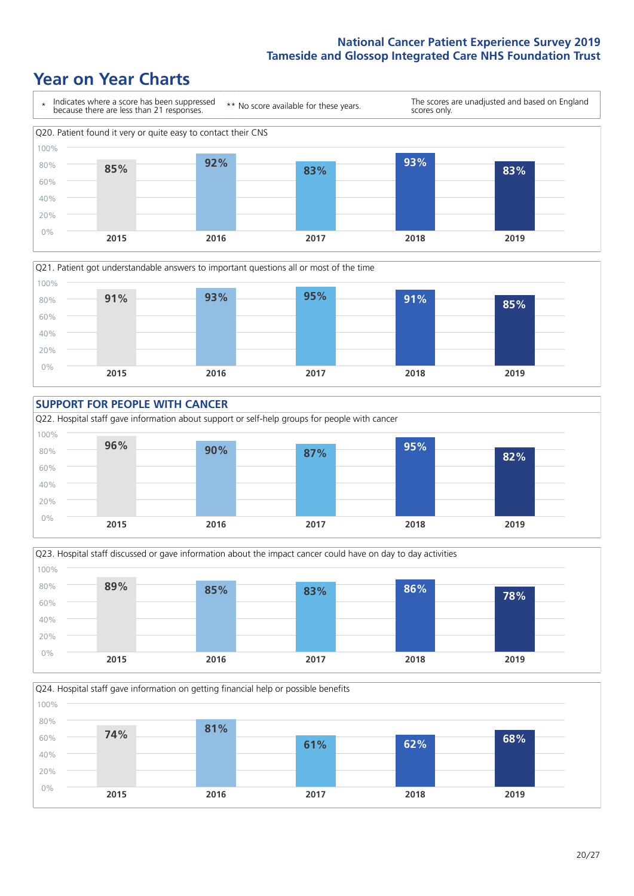# Year on Year Charts

\* Indicates where a score has been suppressed because there are less than 21 responses.

** No score available for these years.

The scores are unadjusted and based on England scores only.

Q20. Patient found it very or quite easy to contact their CNS

| 2015 | 2016 | 2017 | 2018 | 2019 |
|---|---|---|---|---|
| 85% | 92% | 83% | 93% | 83% |

Q21. Patient got understandable answers to important questions all or most of the time

| 2015 | 2016 | 2017 | 2018 | 2019 |
|---|---|---|---|---|
| 91% | 93% | 95% | 91% | 85% |

## SUPPORT FOR PEOPLE WITH CANCER

Q22. Hospital staff gave information about support or self-help groups for people with cancer

| 2015 | 2016 | 2017 | 2018 | 2019 |
|---|---|---|---|---|
| 96% | 90% | 87% | 95% | 82% |

Q23. Hospital staff discussed or gave information about the impact cancer could have on day to day activities

| 2015 | 2016 | 2017 | 2018 | 2019 |
|---|---|---|---|---|
| 89% | 85% | 83% | 86% | 78% |

Q24. Hospital staff gave information on getting financial help or possible benefits

| 2015 | 2016 | 2017 | 2018 | 2019 |
|---|---|---|---|---|
| 74% | 81% | 61% | 62% | 68% |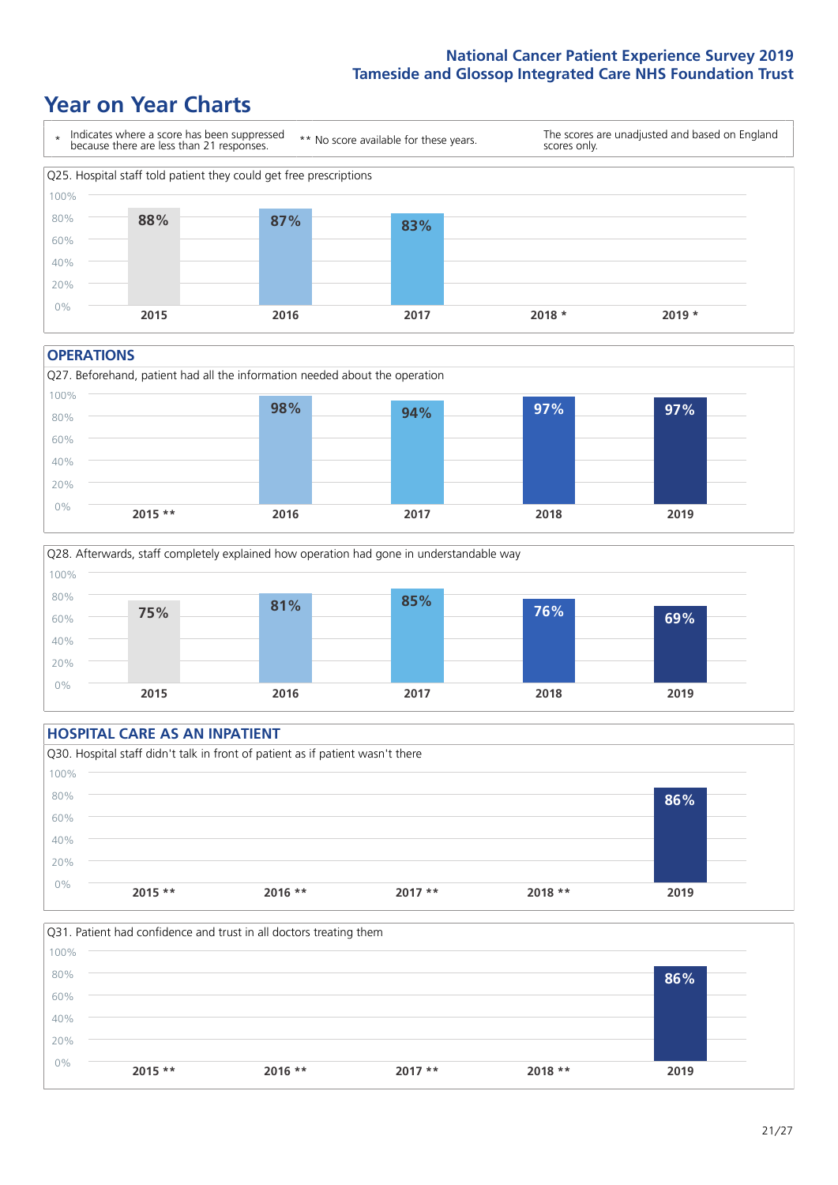# Year on Year Charts

\* Indicates where a score has been suppressed because there are less than 21 responses.

** No score available for these years.

The scores are unadjusted and based on England scores only.

Q25. Hospital staff told patient they could get free prescriptions

| 2015 | 2016 | 2017 | 2018 * | 2019 * |
|---|---|---|---|---|
| 88% | 87% | 83% | | |

## OPERATIONS

Q27. Beforehand, patient had all the information needed about the operation

| 2015 ** | 2016 | 2017 | 2018 | 2019 |
|---|---|---|---|---|
| | 98% | 94% | 97% | 97% |

Q28. Afterwards, staff completely explained how operation had gone in understandable way

| 2015 | 2016 | 2017 | 2018 | 2019 |
|---|---|---|---|---|
| 75% | 81% | 85% | 76% | 69% |

## HOSPITAL CARE AS AN INPATIENT

Q30. Hospital staff didn't talk in front of patient as if patient wasn't there

| 2015 ** | 2016 ** | 2017 ** | 2018 ** | 2019 |
|---|---|---|---|---|
| | | | | 86% |

Q31. Patient had confidence and trust in all doctors treating them

| 2015 ** | 2016 ** | 2017 ** | 2018 ** | 2019 |
|---|---|---|---|---|
| | | | | 86% |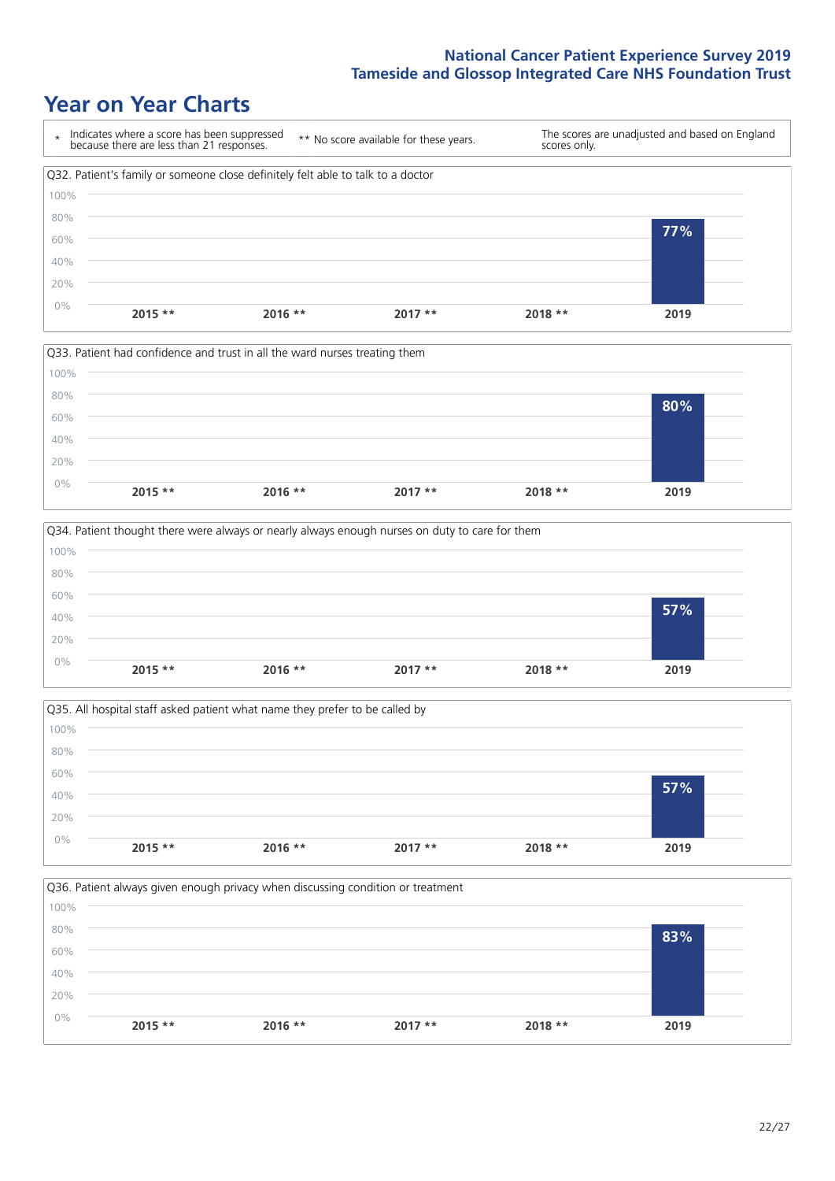# Year on Year Charts

| * Indicates where a score has been suppressed because there are less than 21 responses. | ** No score available for these years. | The scores are unadjusted and based on England scores only. |
| --- | --- | --- |

Q32. Patient's family or someone close definitely felt able to talk to a doctor

| 2015 ** | 2016 ** | 2017 ** | 2018 ** | 2019 |
| --- | --- | --- | --- | --- |
| | | | | 77% |

Q33. Patient had confidence and trust in all the ward nurses treating them

| 2015 ** | 2016 ** | 2017 ** | 2018 ** | 2019 |
| --- | --- | --- | --- | --- |
| | | | | 80% |

Q34. Patient thought there were always or nearly always enough nurses on duty to care for them

| 2015 ** | 2016 ** | 2017 ** | 2018 ** | 2019 |
| --- | --- | --- | --- | --- |
| | | | | 57% |

Q35. All hospital staff asked patient what name they prefer to be called by

| 2015 ** | 2016 ** | 2017 ** | 2018 ** | 2019 |
| --- | --- | --- | --- | --- |
| | | | | 57% |

Q36. Patient always given enough privacy when discussing condition or treatment

| 2015 ** | 2016 ** | 2017 ** | 2018 ** | 2019 |
| --- | --- | --- | --- | --- |
| | | | | 83% |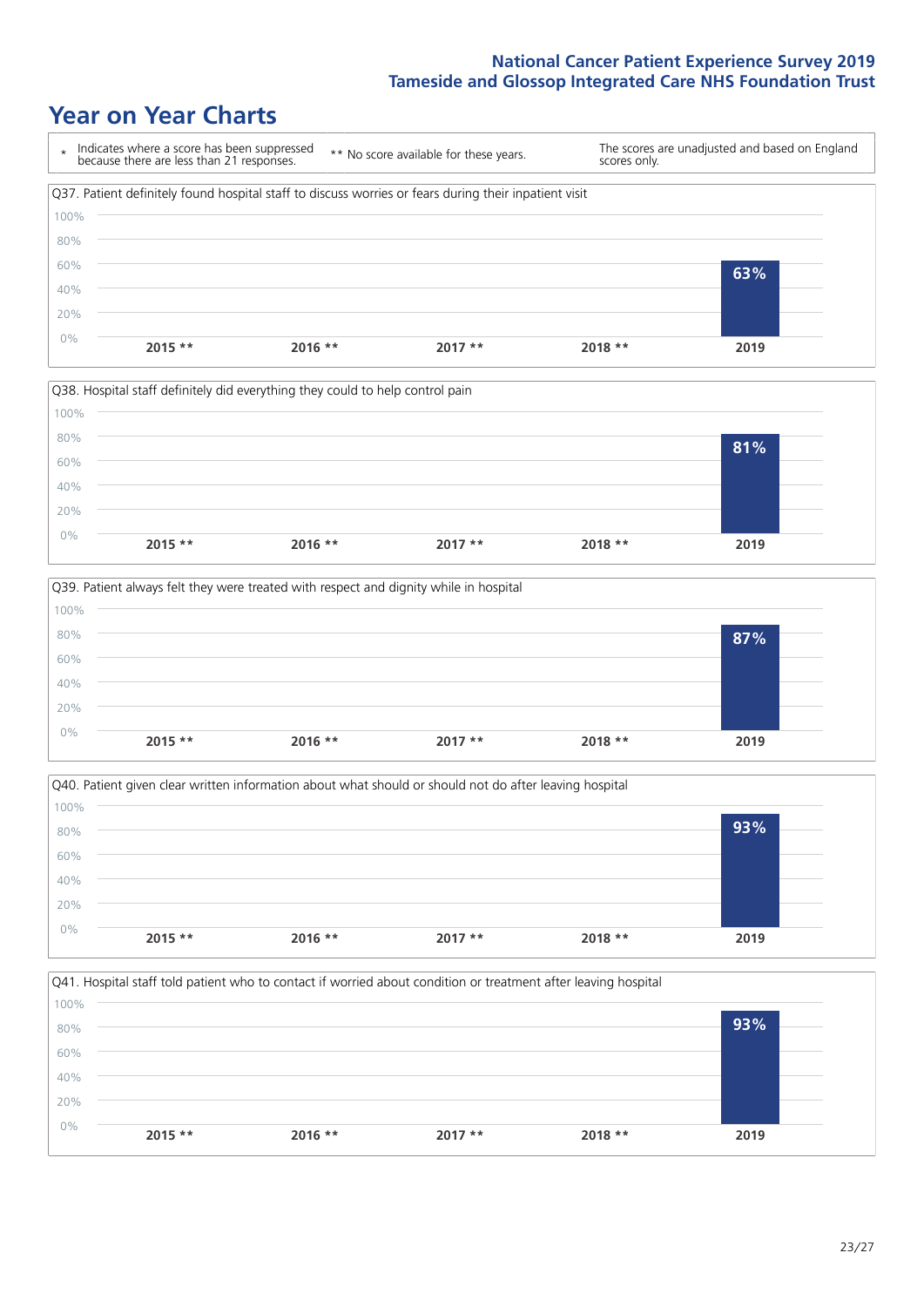## Year on Year Charts

| * Indicates where a score has been suppressed because there are less than 21 responses. | ** No score available for these years. | The scores are unadjusted and based on England scores only. |
| --- | --- | --- |

Q37. Patient definitely found hospital staff to discuss worries or fears during their inpatient visit

| 2015 ** | 2016 ** | 2017 ** | 2018 ** | 2019 |
| --- | --- | --- | --- | --- |
| | | | | 63% |

Q38. Hospital staff definitely did everything they could to help control pain

| 2015 ** | 2016 ** | 2017 ** | 2018 ** | 2019 |
| --- | --- | --- | --- | --- |
| | | | | 81% |

Q39. Patient always felt they were treated with respect and dignity while in hospital

| 2015 ** | 2016 ** | 2017 ** | 2018 ** | 2019 |
| --- | --- | --- | --- | --- |
| | | | | 87% |

Q40. Patient given clear written information about what should or should not do after leaving hospital

| 2015 ** | 2016 ** | 2017 ** | 2018 ** | 2019 |
| --- | --- | --- | --- | --- |
| | | | | 93% |

Q41. Hospital staff told patient who to contact if worried about condition or treatment after leaving hospital

| 2015 ** | 2016 ** | 2017 ** | 2018 ** | 2019 |
| --- | --- | --- | --- | --- |
| | | | | 93% |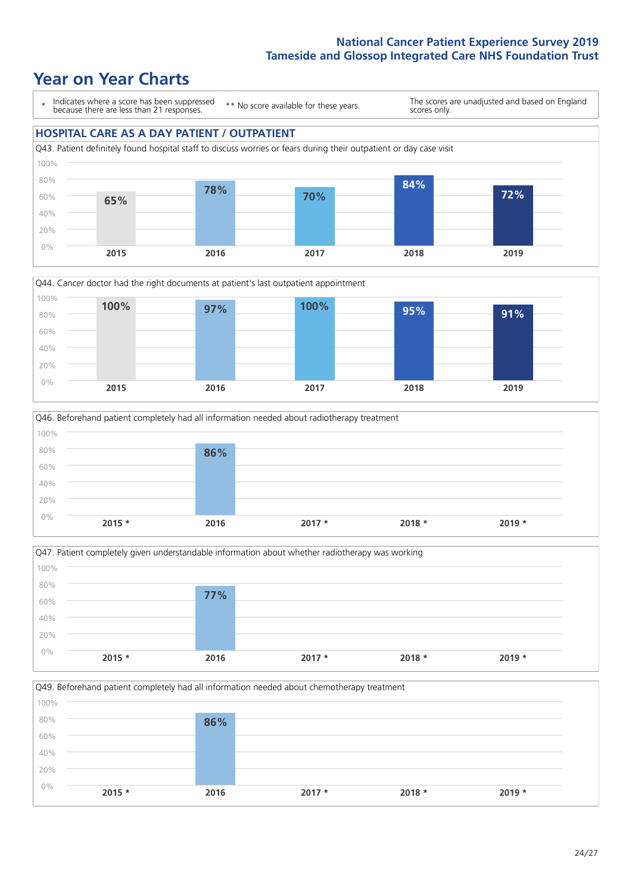# Year on Year Charts

\* Indicates where a score has been suppressed because there are less than 21 responses.

** No score available for these years.

The scores are unadjusted and based on England scores only.

## HOSPITAL CARE AS A DAY PATIENT / OUTPATIENT

Q43. Patient definitely found hospital staff to discuss worries or fears during their outpatient or day case visit

| 2015 | 2016 | 2017 | 2018 | 2019 |
|---|---|---|---|---|
| 65% | 78% | 70% | 84% | 72% |

Q44. Cancer doctor had the right documents at patient's last outpatient appointment

| 2015 | 2016 | 2017 | 2018 | 2019 |
|---|---|---|---|---|
| 100% | 97% | 100% | 95% | 91% |

Q46. Beforehand patient completely had all information needed about radiotherapy treatment

| 2015 * | 2016 | 2017 * | 2018 * | 2019 * |
|---|---|---|---|---|
| | 86% | | | |

Q47. Patient completely given understandable information about whether radiotherapy was working

| 2015 * | 2016 | 2017 * | 2018 * | 2019 * |
|---|---|---|---|---|
| | 77% | | | |

Q49. Beforehand patient completely had all information needed about chemotherapy treatment

| 2015 * | 2016 | 2017 * | 2018 * | 2019 * |
|---|---|---|---|---|
| | 86% | | | |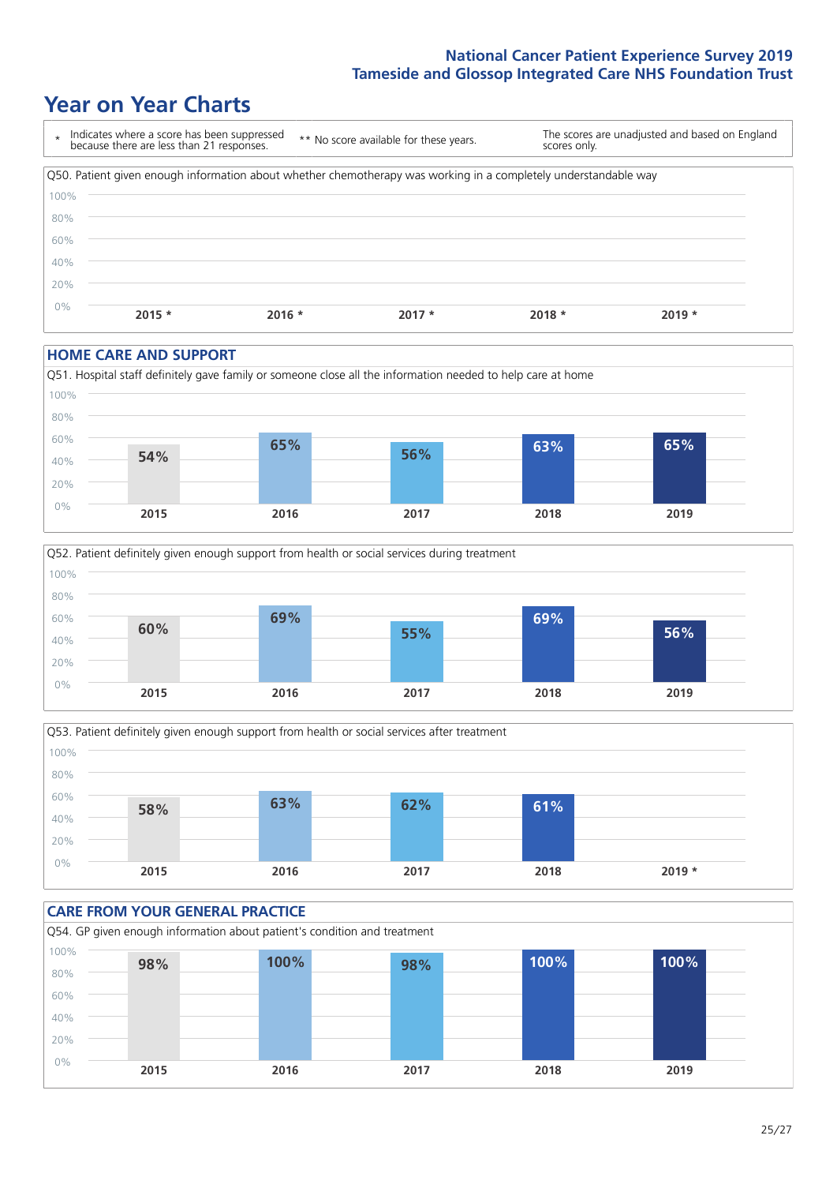## Year on Year Charts

| * Indicates where a score has been suppressed because there are less than 21 responses. | ** No score available for these years. | The scores are unadjusted and based on England scores only. |
|---|---|---|

Q50. Patient given enough information about whether chemotherapy was working in a completely understandable way

| 2015 * | 2016 * | 2017 * | 2018 * | 2019 * |
|---|---|---|---|---|
| | | | | |

### HOME CARE AND SUPPORT

Q51. Hospital staff definitely gave family or someone close all the information needed to help care at home

| 2015 | 2016 | 2017 | 2018 | 2019 |
|---|---|---|---|---|
| 54% | 65% | 56% | 63% | 65% |

Q52. Patient definitely given enough support from health or social services during treatment

| 2015 | 2016 | 2017 | 2018 | 2019 |
|---|---|---|---|---|
| 60% | 69% | 55% | 69% | 56% |

Q53. Patient definitely given enough support from health or social services after treatment

| 2015 | 2016 | 2017 | 2018 | 2019 * |
|---|---|---|---|---|
| 58% | 63% | 62% | 61% | |

### CARE FROM YOUR GENERAL PRACTICE

Q54. GP given enough information about patient's condition and treatment

| 2015 | 2016 | 2017 | 2018 | 2019 |
|---|---|---|---|---|
| 98% | 100% | 98% | 100% | 100% |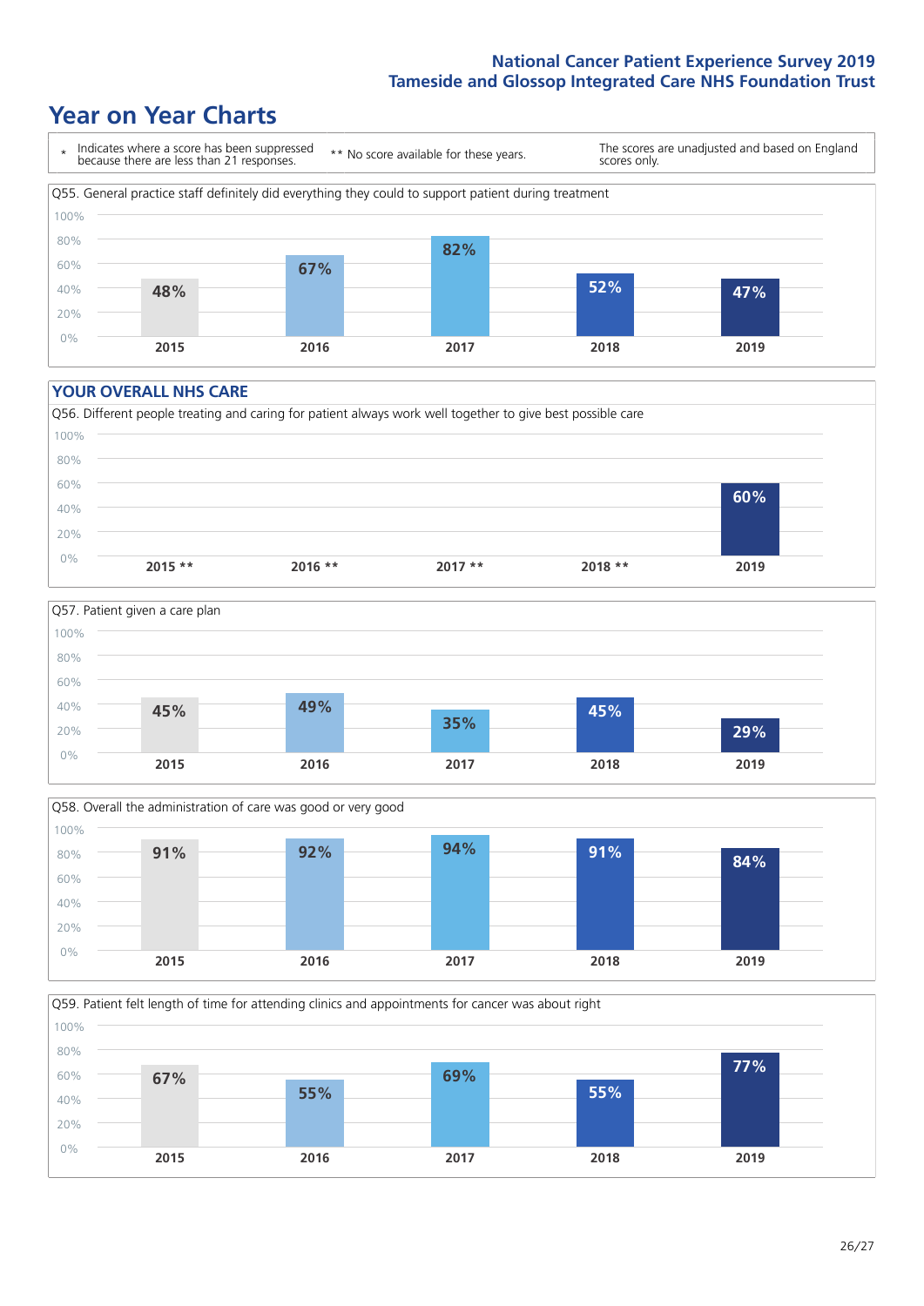# Year on Year Charts

\* Indicates where a score has been suppressed because there are less than 21 responses.

\*\* No score available for these years.

The scores are unadjusted and based on England scores only.

Q55. General practice staff definitely did everything they could to support patient during treatment

| 2015 | 2016 | 2017 | 2018 | 2019 |
|---|---|---|---|---|
| 48% | 67% | 82% | 52% | 47% |

## YOUR OVERALL NHS CARE

Q56. Different people treating and caring for patient always work well together to give best possible care

| 2015 ** | 2016 ** | 2017 ** | 2018 ** | 2019 |
|---|---|---|---|---|
| | | | | 60% |

Q57. Patient given a care plan

| 2015 | 2016 | 2017 | 2018 | 2019 |
|---|---|---|---|---|
| 45% | 49% | 35% | 45% | 29% |

Q58. Overall the administration of care was good or very good

| 2015 | 2016 | 2017 | 2018 | 2019 |
|---|---|---|---|---|
| 91% | 92% | 94% | 91% | 84% |

Q59. Patient felt length of time for attending clinics and appointments for cancer was about right

| 2015 | 2016 | 2017 | 2018 | 2019 |
|---|---|---|---|---|
| 67% | 55% | 69% | 55% | 77% |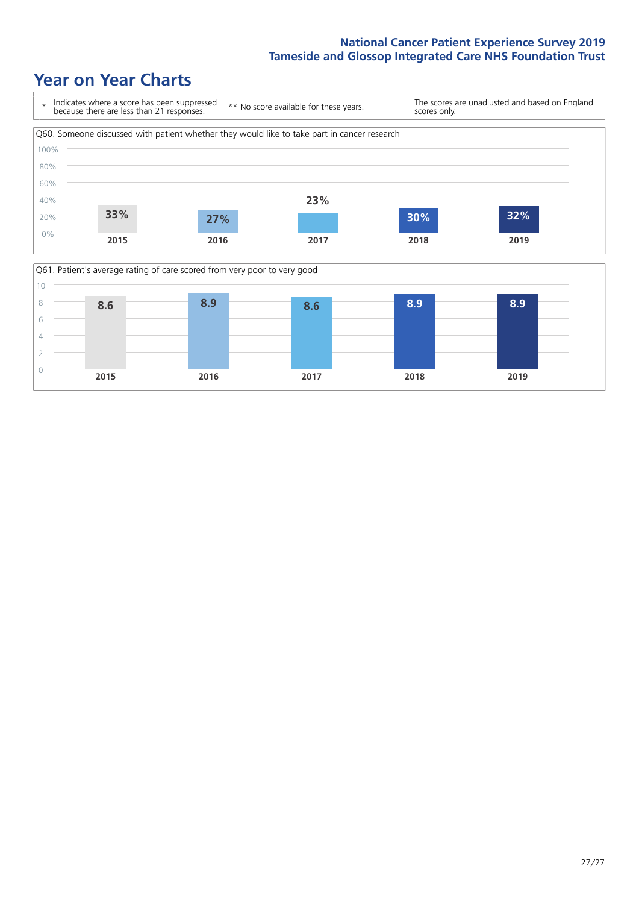# Year on Year Charts

\* Indicates where a score has been suppressed because there are less than 21 responses.

\*\* No score available for these years.

The scores are unadjusted and based on England scores only.

Q60. Someone discussed with patient whether they would like to take part in cancer research

100%
80%
60%
40%
20%
0%

33% 2015
27% 2016
23% 2017
30% 2018
32% 2019

Q61. Patient's average rating of care scored from very poor to very good

10
8
6
4
2
0

8.6 2015
8.9 2016
8.6 2017
8.9 2018
8.9 2019